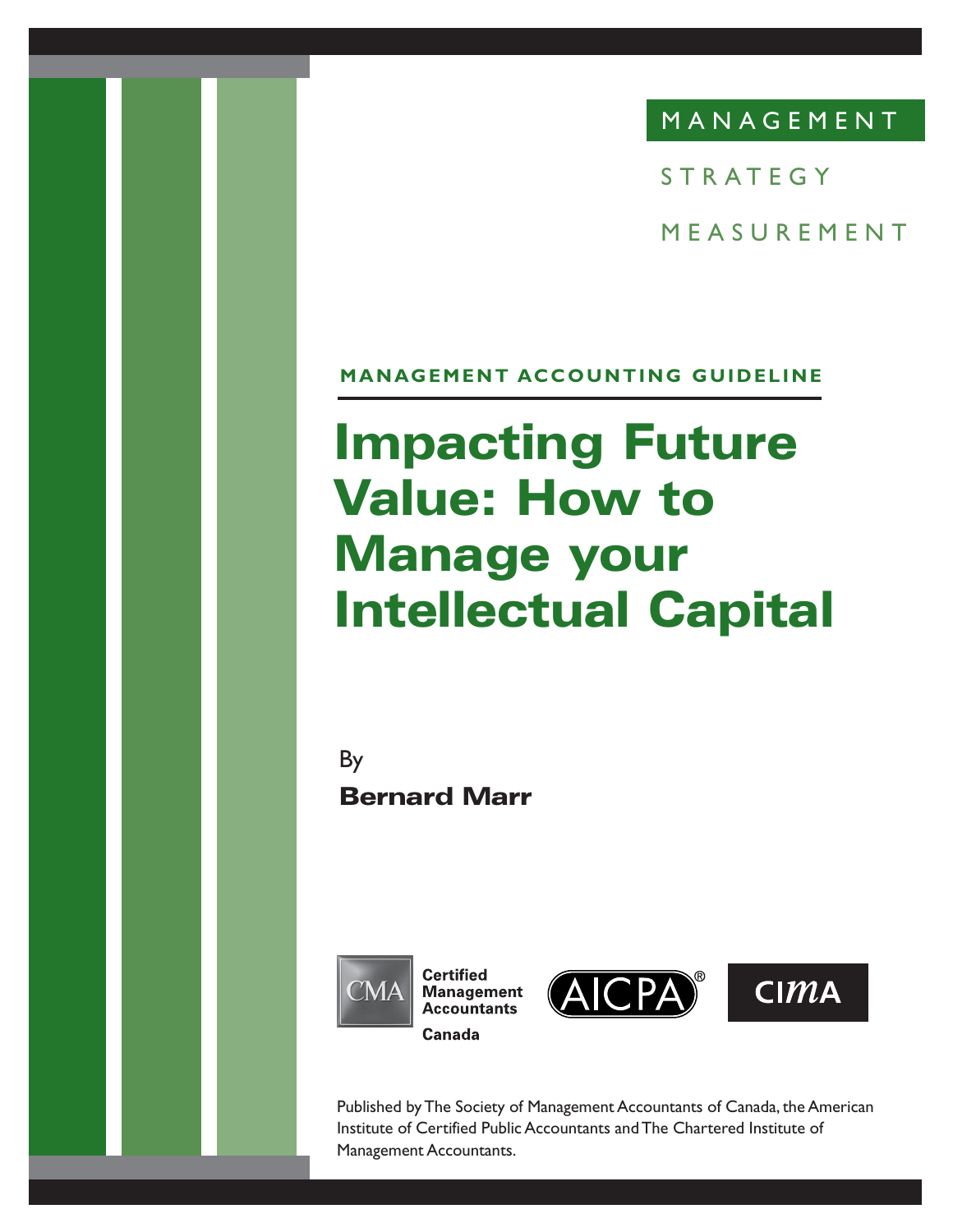MANAGEMENT

STRATEGY

MEASUREMENT

**MANAGEMENT ACCOUNTING GUIDELINE**

# Impacting Future Value: How to Manage your Intellectual Capital

By

**Bernard Marr**

CMA Certified Management Accountants Canada

AICPA®

CIMA

Published by The Society of Management Accountants of Canada, the American Institute of Certified Public Accountants and The Chartered Institute of Management Accountants.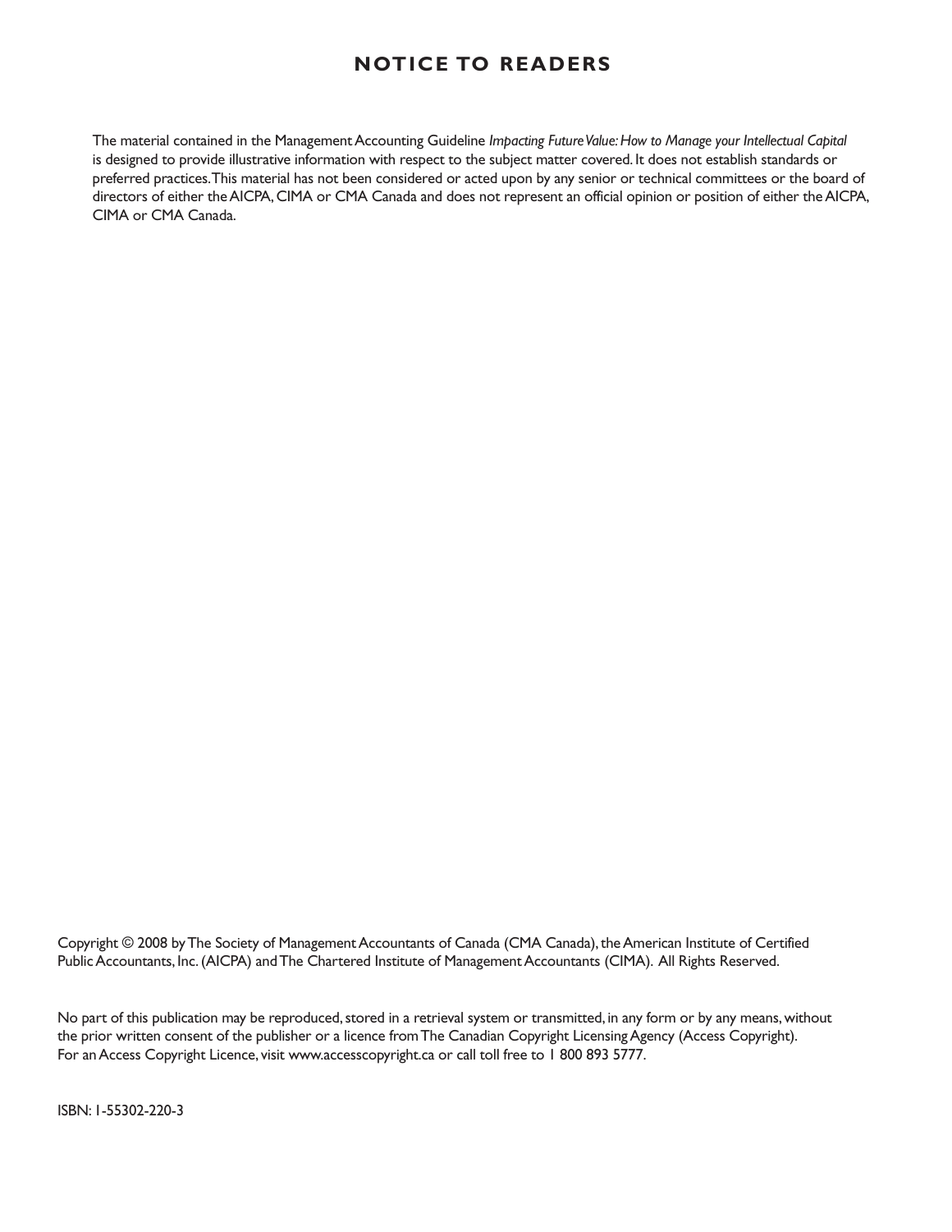## NOTICE TO READERS

The material contained in the Management Accounting Guideline *Impacting Future Value: How to Manage your Intellectual Capital* is designed to provide illustrative information with respect to the subject matter covered. It does not establish standards or preferred practices. This material has not been considered or acted upon by any senior or technical committees or the board of directors of either the AICPA, CIMA or CMA Canada and does not represent an official opinion or position of either the AICPA, CIMA or CMA Canada.

Copyright © 2008 by The Society of Management Accountants of Canada (CMA Canada), the American Institute of Certified Public Accountants, Inc. (AICPA) and The Chartered Institute of Management Accountants (CIMA). All Rights Reserved.

No part of this publication may be reproduced, stored in a retrieval system or transmitted, in any form or by any means, without the prior written consent of the publisher or a licence from The Canadian Copyright Licensing Agency (Access Copyright). For an Access Copyright Licence, visit www.accesscopyright.ca or call toll free to 1 800 893 5777.

ISBN: 1-55302-220-3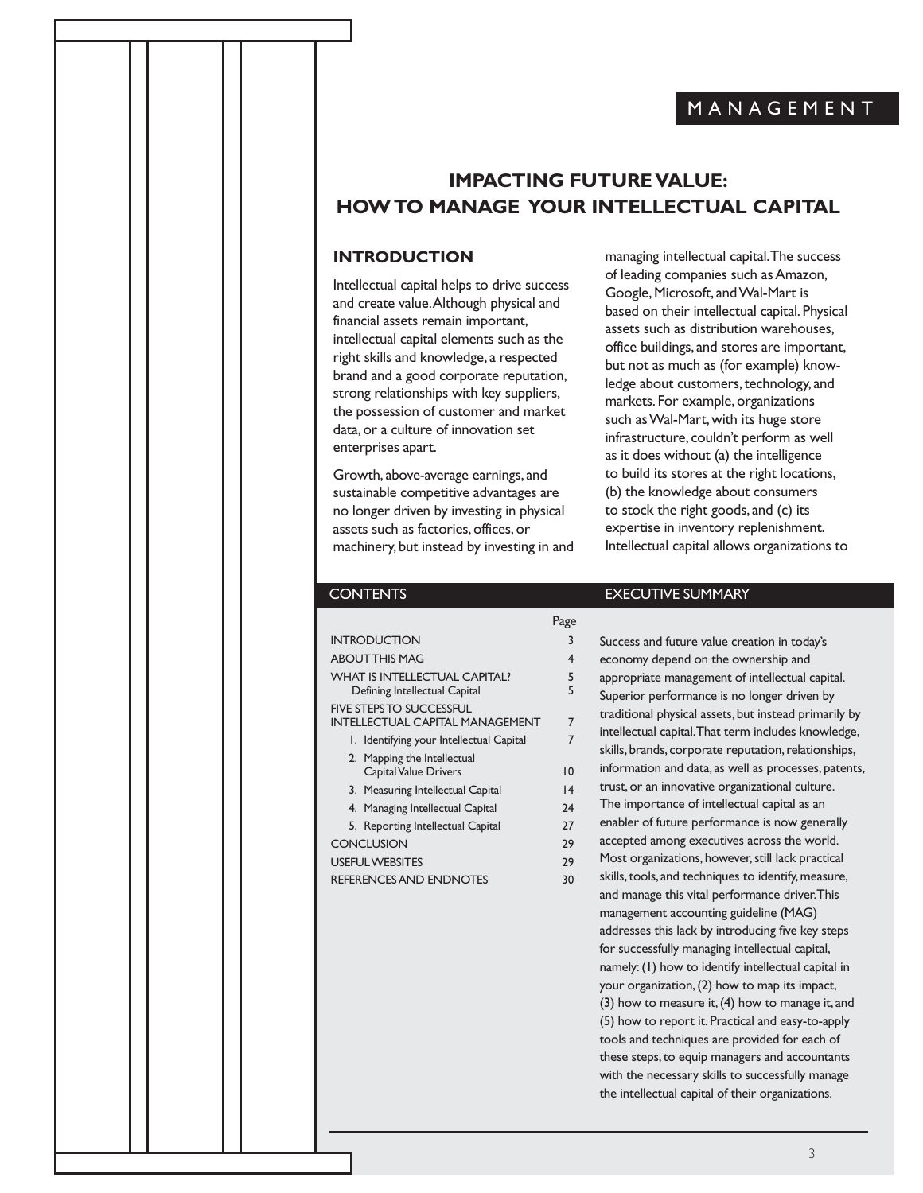MANAGEMENT

# IMPACTING FUTURE VALUE: HOW TO MANAGE YOUR INTELLECTUAL CAPITAL

## INTRODUCTION

Intellectual capital helps to drive success and create value. Although physical and financial assets remain important, intellectual capital elements such as the right skills and knowledge, a respected brand and a good corporate reputation, strong relationships with key suppliers, the possession of customer and market data, or a culture of innovation set enterprises apart.

Growth, above-average earnings, and sustainable competitive advantages are no longer driven by investing in physical assets such as factories, offices, or machinery, but instead by investing in and managing intellectual capital. The success of leading companies such as Amazon, Google, Microsoft, and Wal-Mart is based on their intellectual capital. Physical assets such as distribution warehouses, office buildings, and stores are important, but not as much as (for example) knowledge about customers, technology, and markets. For example, organizations such as Wal-Mart, with its huge store infrastructure, couldn't perform as well as it does without (a) the intelligence to build its stores at the right locations, (b) the knowledge about consumers to stock the right goods, and (c) its expertise in inventory replenishment. Intellectual capital allows organizations to

## CONTENTS

| | Page |
|---|---|
| INTRODUCTION | 3 |
| ABOUT THIS MAG | 4 |
| WHAT IS INTELLECTUAL CAPITAL? | 5 |
| Defining Intellectual Capital | 5 |
| FIVE STEPS TO SUCCESSFUL INTELLECTUAL CAPITAL MANAGEMENT | 7 |
| 1. Identifying your Intellectual Capital | 7 |
| 2. Mapping the Intellectual Capital Value Drivers | 10 |
| 3. Measuring Intellectual Capital | 14 |
| 4. Managing Intellectual Capital | 24 |
| 5. Reporting Intellectual Capital | 27 |
| CONCLUSION | 29 |
| USEFUL WEBSITES | 29 |
| REFERENCES AND ENDNOTES | 30 |

## EXECUTIVE SUMMARY

Success and future value creation in today's economy depend on the ownership and appropriate management of intellectual capital. Superior performance is no longer driven by traditional physical assets, but instead primarily by intellectual capital. That term includes knowledge, skills, brands, corporate reputation, relationships, information and data, as well as processes, patents, trust, or an innovative organizational culture. The importance of intellectual capital as an enabler of future performance is now generally accepted among executives across the world. Most organizations, however, still lack practical skills, tools, and techniques to identify, measure, and manage this vital performance driver. This management accounting guideline (MAG) addresses this lack by introducing five key steps for successfully managing intellectual capital, namely: (1) how to identify intellectual capital in your organization, (2) how to map its impact, (3) how to measure it, (4) how to manage it, and (5) how to report it. Practical and easy-to-apply tools and techniques are provided for each of these steps, to equip managers and accountants with the necessary skills to successfully manage the intellectual capital of their organizations.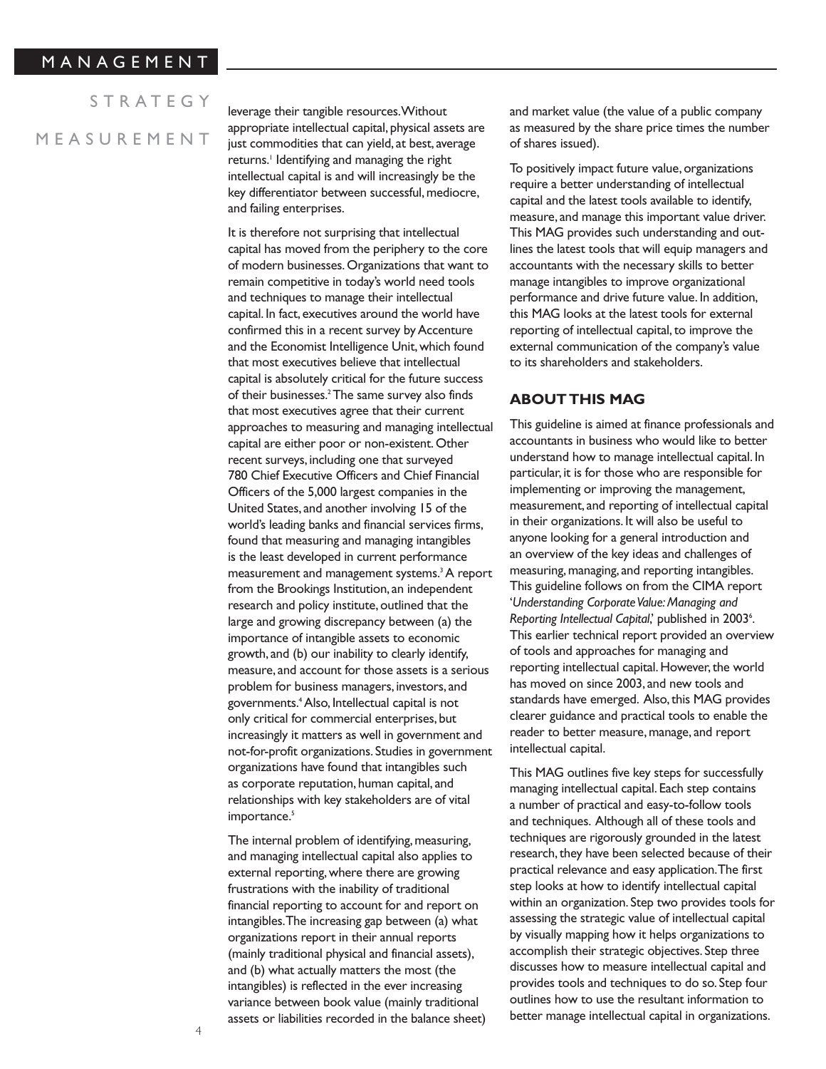leverage their tangible resources. Without appropriate intellectual capital, physical assets are just commodities that can yield, at best, average returns.[1] Identifying and managing the right intellectual capital is and will increasingly be the key differentiator between successful, mediocre, and failing enterprises.

It is therefore not surprising that intellectual capital has moved from the periphery to the core of modern businesses. Organizations that want to remain competitive in today's world need tools and techniques to manage their intellectual capital. In fact, executives around the world have confirmed this in a recent survey by Accenture and the Economist Intelligence Unit, which found that most executives believe that intellectual capital is absolutely critical for the future success of their businesses.[2] The same survey also finds that most executives agree that their current approaches to measuring and managing intellectual capital are either poor or non-existent. Other recent surveys, including one that surveyed 780 Chief Executive Officers and Chief Financial Officers of the 5,000 largest companies in the United States, and another involving 15 of the world's leading banks and financial services firms, found that measuring and managing intangibles is the least developed in current performance measurement and management systems.[3] A report from the Brookings Institution, an independent research and policy institute, outlined that the large and growing discrepancy between (a) the importance of intangible assets to economic growth, and (b) our inability to clearly identify, measure, and account for those assets is a serious problem for business managers, investors, and governments.[4] Also, Intellectual capital is not only critical for commercial enterprises, but increasingly it matters as well in government and not-for-profit organizations. Studies in government organizations have found that intangibles such as corporate reputation, human capital, and relationships with key stakeholders are of vital importance.[5]

The internal problem of identifying, measuring, and managing intellectual capital also applies to external reporting, where there are growing frustrations with the inability of traditional financial reporting to account for and report on intangibles. The increasing gap between (a) what organizations report in their annual reports (mainly traditional physical and financial assets), and (b) what actually matters the most (the intangibles) is reflected in the ever increasing variance between book value (mainly traditional assets or liabilities recorded in the balance sheet) and market value (the value of a public company as measured by the share price times the number of shares issued).

To positively impact future value, organizations require a better understanding of intellectual capital and the latest tools available to identify, measure, and manage this important value driver. This MAG provides such understanding and outlines the latest tools that will equip managers and accountants with the necessary skills to better manage intangibles to improve organizational performance and drive future value. In addition, this MAG looks at the latest tools for external reporting of intellectual capital, to improve the external communication of the company's value to its shareholders and stakeholders.

## ABOUT THIS MAG

This guideline is aimed at finance professionals and accountants in business who would like to better understand how to manage intellectual capital. In particular, it is for those who are responsible for implementing or improving the management, measurement, and reporting of intellectual capital in their organizations. It will also be useful to anyone looking for a general introduction and an overview of the key ideas and challenges of measuring, managing, and reporting intangibles. This guideline follows on from the CIMA report '*Understanding Corporate Value: Managing and Reporting Intellectual Capital*,' published in 2003[6]. This earlier technical report provided an overview of tools and approaches for managing and reporting intellectual capital. However, the world has moved on since 2003, and new tools and standards have emerged. Also, this MAG provides clearer guidance and practical tools to enable the reader to better measure, manage, and report intellectual capital.

This MAG outlines five key steps for successfully managing intellectual capital. Each step contains a number of practical and easy-to-follow tools and techniques. Although all of these tools and techniques are rigorously grounded in the latest research, they have been selected because of their practical relevance and easy application. The first step looks at how to identify intellectual capital within an organization. Step two provides tools for assessing the strategic value of intellectual capital by visually mapping how it helps organizations to accomplish their strategic objectives. Step three discusses how to measure intellectual capital and provides tools and techniques to do so. Step four outlines how to use the resultant information to better manage intellectual capital in organizations.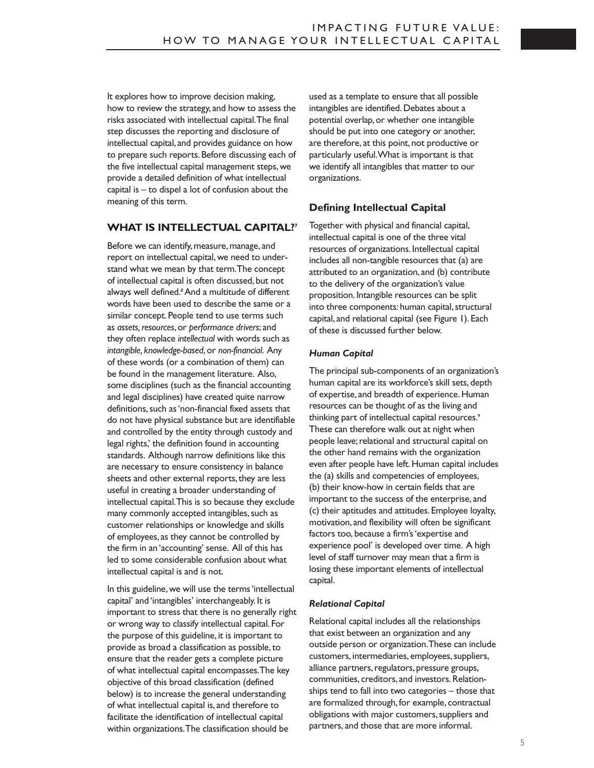It explores how to improve decision making, how to review the strategy, and how to assess the risks associated with intellectual capital. The final step discusses the reporting and disclosure of intellectual capital, and provides guidance on how to prepare such reports. Before discussing each of the five intellectual capital management steps, we provide a detailed definition of what intellectual capital is – to dispel a lot of confusion about the meaning of this term.

## WHAT IS INTELLECTUAL CAPITAL?[7]

Before we can identify, measure, manage, and report on intellectual capital, we need to understand what we mean by that term. The concept of intellectual capital is often discussed, but not always well defined.[8] And a multitude of different words have been used to describe the same or a similar concept. People tend to use terms such as *assets, resources*, or *performance drivers*; and they often replace *intellectual* with words such as *intangible, knowledge-based*, or *non-financial*. Any of these words (or a combination of them) can be found in the management literature. Also, some disciplines (such as the financial accounting and legal disciplines) have created quite narrow definitions, such as 'non-financial fixed assets that do not have physical substance but are identifiable and controlled by the entity through custody and legal rights,' the definition found in accounting standards. Although narrow definitions like this are necessary to ensure consistency in balance sheets and other external reports, they are less useful in creating a broader understanding of intellectual capital. This is so because they exclude many commonly accepted intangibles, such as customer relationships or knowledge and skills of employees, as they cannot be controlled by the firm in an 'accounting' sense. All of this has led to some considerable confusion about what intellectual capital is and is not.

In this guideline, we will use the terms 'intellectual capital' and 'intangibles' interchangeably. It is important to stress that there is no generally right or wrong way to classify intellectual capital. For the purpose of this guideline, it is important to provide as broad a classification as possible, to ensure that the reader gets a complete picture of what intellectual capital encompasses. The key objective of this broad classification (defined below) is to increase the general understanding of what intellectual capital is, and therefore to facilitate the identification of intellectual capital within organizations. The classification should be used as a template to ensure that all possible intangibles are identified. Debates about a potential overlap, or whether one intangible should be put into one category or another, are therefore, at this point, not productive or particularly useful. What is important is that we identify all intangibles that matter to our organizations.

### Defining Intellectual Capital

Together with physical and financial capital, intellectual capital is one of the three vital resources of organizations. Intellectual capital includes all non-tangible resources that (a) are attributed to an organization, and (b) contribute to the delivery of the organization's value proposition. Intangible resources can be split into three components: human capital, structural capital, and relational capital (see Figure 1). Each of these is discussed further below.

#### *Human Capital*

The principal sub-components of an organization's human capital are its workforce's skill sets, depth of expertise, and breadth of experience. Human resources can be thought of as the living and thinking part of intellectual capital resources.[9] These can therefore walk out at night when people leave; relational and structural capital on the other hand remains with the organization even after people have left. Human capital includes the (a) skills and competencies of employees, (b) their know-how in certain fields that are important to the success of the enterprise, and (c) their aptitudes and attitudes. Employee loyalty, motivation, and flexibility will often be significant factors too, because a firm's 'expertise and experience pool' is developed over time. A high level of staff turnover may mean that a firm is losing these important elements of intellectual capital.

#### *Relational Capital*

Relational capital includes all the relationships that exist between an organization and any outside person or organization. These can include customers, intermediaries, employees, suppliers, alliance partners, regulators, pressure groups, communities, creditors, and investors. Relationships tend to fall into two categories – those that are formalized through, for example, contractual obligations with major customers, suppliers and partners, and those that are more informal.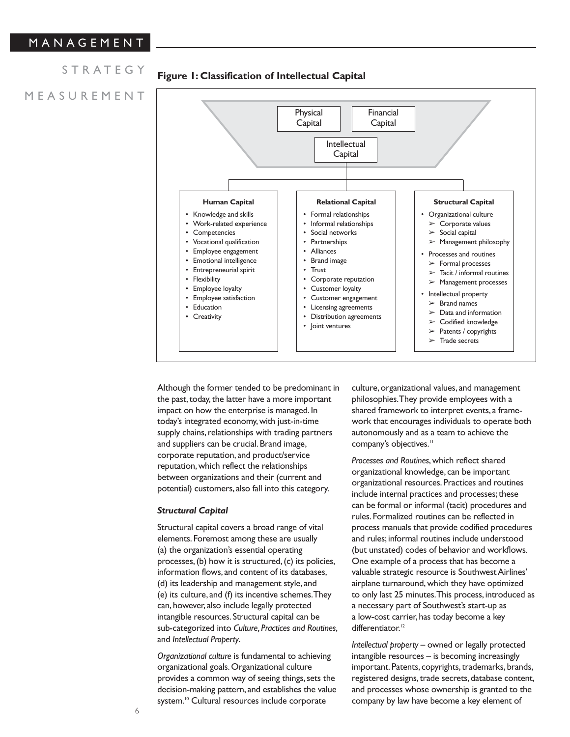**Figure 1: Classification of Intellectual Capital**

Physical Capital | Financial Capital | Intellectual Capital

| Human Capital | Relational Capital | Structural Capital |
|---|---|---|
| • Knowledge and skills<br>• Work-related experience<br>• Competencies<br>• Vocational qualification<br>• Employee engagement<br>• Emotional intelligence<br>• Entrepreneurial spirit<br>• Flexibility<br>• Employee loyalty<br>• Employee satisfaction<br>• Education<br>• Creativity | • Formal relationships<br>• Informal relationships<br>• Social networks<br>• Partnerships<br>• Alliances<br>• Brand image<br>• Trust<br>• Corporate reputation<br>• Customer loyalty<br>• Customer engagement<br>• Licensing agreements<br>• Distribution agreements<br>• Joint ventures | • Organizational culture<br>➢ Corporate values<br>➢ Social capital<br>➢ Management philosophy<br>• Processes and routines<br>➢ Formal processes<br>➢ Tacit / informal routines<br>➢ Management processes<br>• Intellectual property<br>➢ Brand names<br>➢ Data and information<br>➢ Codified knowledge<br>➢ Patents / copyrights<br>➢ Trade secrets |

Although the former tended to be predominant in the past, today, the latter have a more important impact on how the enterprise is managed. In today's integrated economy, with just-in-time supply chains, relationships with trading partners and suppliers can be crucial. Brand image, corporate reputation, and product/service reputation, which reflect the relationships between organizations and their (current and potential) customers, also fall into this category.

### *Structural Capital*

Structural capital covers a broad range of vital elements. Foremost among these are usually (a) the organization's essential operating processes, (b) how it is structured, (c) its policies, information flows, and content of its databases, (d) its leadership and management style, and (e) its culture, and (f) its incentive schemes. They can, however, also include legally protected intangible resources. Structural capital can be sub-categorized into *Culture, Practices and Routines,* and *Intellectual Property*.

*Organizational culture* is fundamental to achieving organizational goals. Organizational culture provides a common way of seeing things, sets the decision-making pattern, and establishes the value system.[10] Cultural resources include corporate culture, organizational values, and management philosophies. They provide employees with a shared framework to interpret events, a framework that encourages individuals to operate both autonomously and as a team to achieve the company's objectives.[11]

*Processes and Routines*, which reflect shared organizational knowledge, can be important organizational resources. Practices and routines include internal practices and processes; these can be formal or informal (tacit) procedures and rules. Formalized routines can be reflected in process manuals that provide codified procedures and rules; informal routines include understood (but unstated) codes of behavior and workflows. One example of a process that has become a valuable strategic resource is Southwest Airlines' airplane turnaround, which they have optimized to only last 25 minutes. This process, introduced as a necessary part of Southwest's start-up as a low-cost carrier, has today become a key differentiator.[12]

*Intellectual property* – owned or legally protected intangible resources – is becoming increasingly important. Patents, copyrights, trademarks, brands, registered designs, trade secrets, database content, and processes whose ownership is granted to the company by law have become a key element of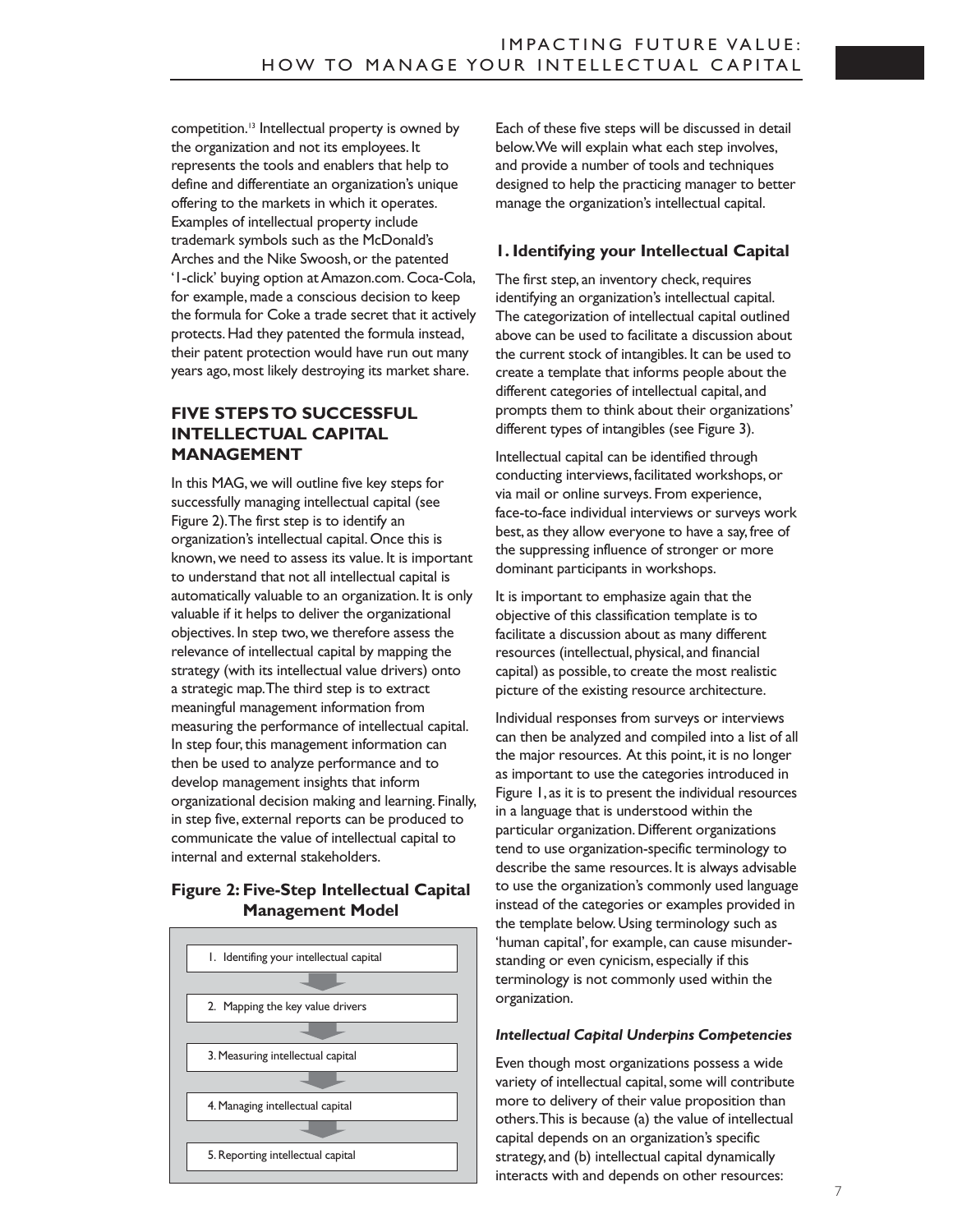competition.[13] Intellectual property is owned by the organization and not its employees. It represents the tools and enablers that help to define and differentiate an organization's unique offering to the markets in which it operates. Examples of intellectual property include trademark symbols such as the McDonald's Arches and the Nike Swoosh, or the patented '1-click' buying option at Amazon.com. Coca-Cola, for example, made a conscious decision to keep the formula for Coke a trade secret that it actively protects. Had they patented the formula instead, their patent protection would have run out many years ago, most likely destroying its market share.

## FIVE STEPS TO SUCCESSFUL INTELLECTUAL CAPITAL MANAGEMENT

In this MAG, we will outline five key steps for successfully managing intellectual capital (see Figure 2). The first step is to identify an organization's intellectual capital. Once this is known, we need to assess its value. It is important to understand that not all intellectual capital is automatically valuable to an organization. It is only valuable if it helps to deliver the organizational objectives. In step two, we therefore assess the relevance of intellectual capital by mapping the strategy (with its intellectual value drivers) onto a strategic map. The third step is to extract meaningful management information from measuring the performance of intellectual capital. In step four, this management information can then be used to analyze performance and to develop management insights that inform organizational decision making and learning. Finally, in step five, external reports can be produced to communicate the value of intellectual capital to internal and external stakeholders.

**Figure 2: Five-Step Intellectual Capital Management Model**

1. Identifing your intellectual capital
2. Mapping the key value drivers
3. Measuring intellectual capital
4. Managing intellectual capital
5. Reporting intellectual capital

Each of these five steps will be discussed in detail below. We will explain what each step involves, and provide a number of tools and techniques designed to help the practicing manager to better manage the organization's intellectual capital.

### 1. Identifying your Intellectual Capital

The first step, an inventory check, requires identifying an organization's intellectual capital. The categorization of intellectual capital outlined above can be used to facilitate a discussion about the current stock of intangibles. It can be used to create a template that informs people about the different categories of intellectual capital, and prompts them to think about their organizations' different types of intangibles (see Figure 3).

Intellectual capital can be identified through conducting interviews, facilitated workshops, or via mail or online surveys. From experience, face-to-face individual interviews or surveys work best, as they allow everyone to have a say, free of the suppressing influence of stronger or more dominant participants in workshops.

It is important to emphasize again that the objective of this classification template is to facilitate a discussion about as many different resources (intellectual, physical, and financial capital) as possible, to create the most realistic picture of the existing resource architecture.

Individual responses from surveys or interviews can then be analyzed and compiled into a list of all the major resources. At this point, it is no longer as important to use the categories introduced in Figure 1, as it is to present the individual resources in a language that is understood within the particular organization. Different organizations tend to use organization-specific terminology to describe the same resources. It is always advisable to use the organization's commonly used language instead of the categories or examples provided in the template below. Using terminology such as 'human capital', for example, can cause misunderstanding or even cynicism, especially if this terminology is not commonly used within the organization.

#### *Intellectual Capital Underpins Competencies*

Even though most organizations possess a wide variety of intellectual capital, some will contribute more to delivery of their value proposition than others. This is because (a) the value of intellectual capital depends on an organization's specific strategy, and (b) intellectual capital dynamically interacts with and depends on other resources: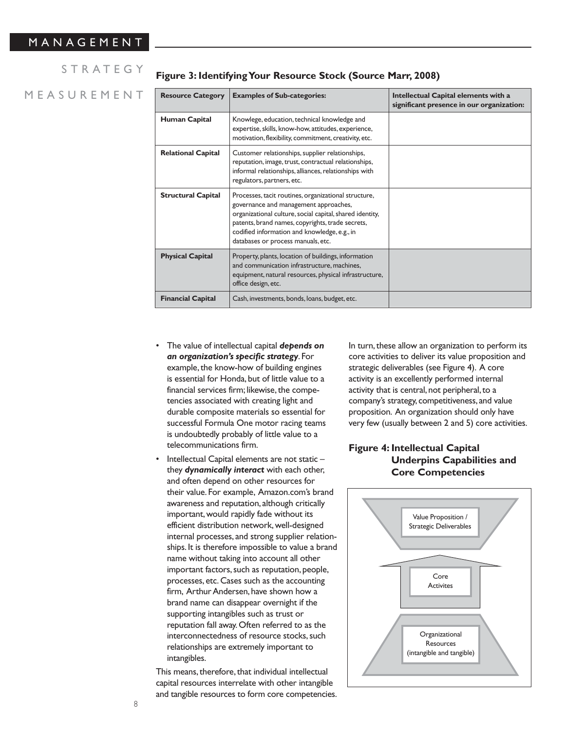**Figure 3: Identifying Your Resource Stock (Source Marr, 2008)**

| Resource Category | Examples of Sub-categories: | Intellectual Capital elements with a significant presence in our organization: |
|---|---|---|
| **Human Capital** | Knowlege, education, technical knowledge and expertise, skills, know-how, attitudes, experience, motivation, flexibility, commitment, creativity, etc. | |
| **Relational Capital** | Customer relationships, supplier relationships, reputation, image, trust, contractual relationships, informal relationships, alliances, relationships with regulators, partners, etc. | |
| **Structural Capital** | Processes, tacit routines, organizational structure, governance and management approaches, organizational culture, social capital, shared identity, patents, brand names, copyrights, trade secrets, codified information and knowledge, e.g., in databases or process manuals, etc. | |
| **Physical Capital** | Property, plants, location of buildings, information and communication infrastructure, machines, equipment, natural resources, physical infrastructure, office design, etc. | |
| **Financial Capital** | Cash, investments, bonds, loans, budget, etc. | |

- The value of intellectual capital ***depends on an organization's specific strategy***. For example, the know-how of building engines is essential for Honda, but of little value to a financial services firm; likewise, the competencies associated with creating light and durable composite materials so essential for successful Formula One motor racing teams is undoubtedly probably of little value to a telecommunications firm.
- Intellectual Capital elements are not static – they ***dynamically interact*** with each other, and often depend on other resources for their value. For example, Amazon.com's brand awareness and reputation, although critically important, would rapidly fade without its efficient distribution network, well-designed internal processes, and strong supplier relationships. It is therefore impossible to value a brand name without taking into account all other important factors, such as reputation, people, processes, etc. Cases such as the accounting firm, Arthur Andersen, have shown how a brand name can disappear overnight if the supporting intangibles such as trust or reputation fall away. Often referred to as the interconnectedness of resource stocks, such relationships are extremely important to intangibles.

This means, therefore, that individual intellectual capital resources interrelate with other intangible and tangible resources to form core competencies. In turn, these allow an organization to perform its core activities to deliver its value proposition and strategic deliverables (see Figure 4). A core activity is an excellently performed internal activity that is central, not peripheral, to a company's strategy, competitiveness, and value proposition. An organization should only have very few (usually between 2 and 5) core activities.

**Figure 4: Intellectual Capital Underpins Capabilities and Core Competencies**

Value Proposition / Strategic Deliverables

Core Activites

Organizational Resources (intangible and tangible)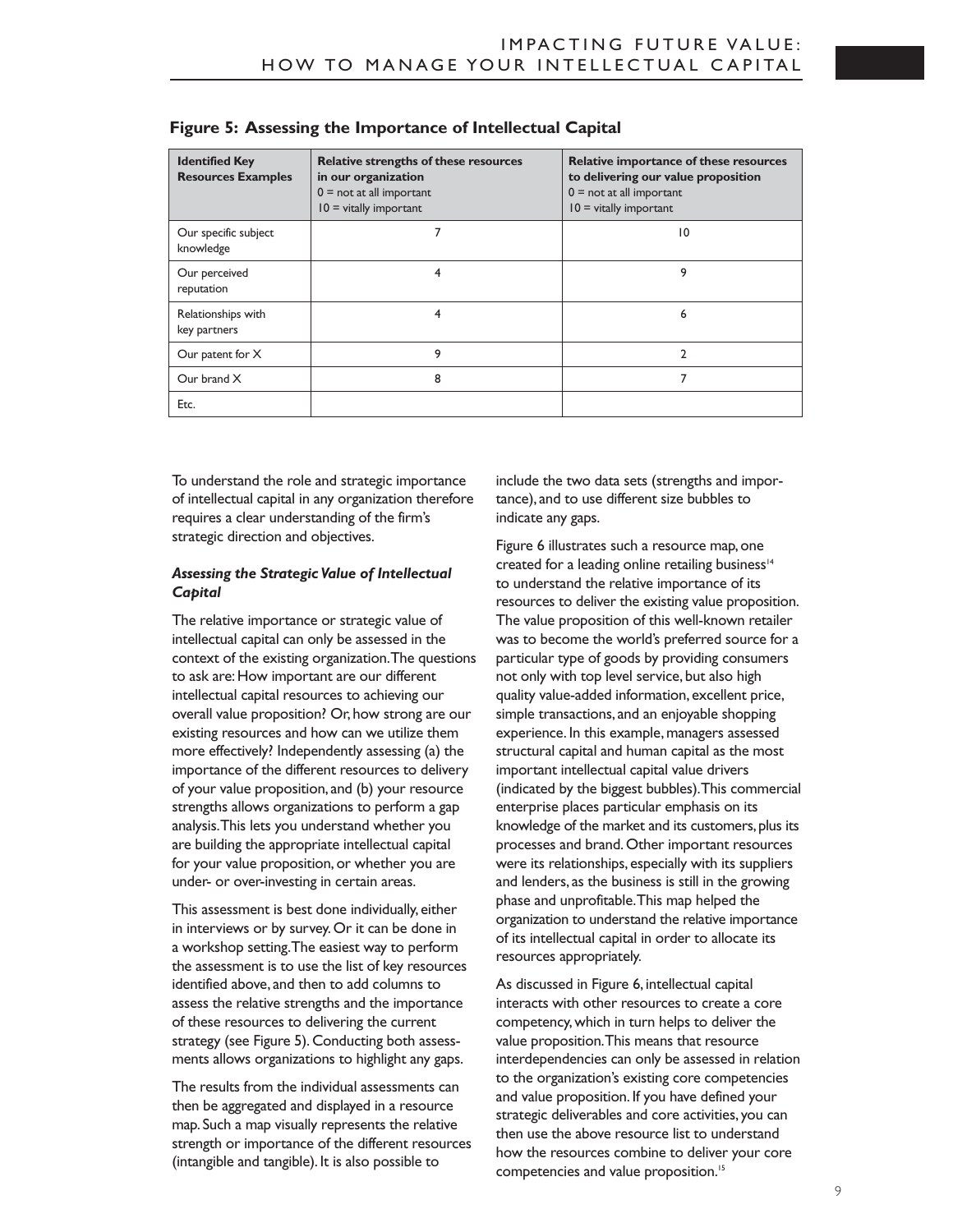**Figure 5: Assessing the Importance of Intellectual Capital**

| Identified Key Resources Examples | Relative strengths of these resources in our organization 0 = not at all important 10 = vitally important | Relative importance of these resources to delivering our value proposition 0 = not at all important 10 = vitally important |
|---|---|---|
| Our specific subject knowledge | 7 | 10 |
| Our perceived reputation | 4 | 9 |
| Relationships with key partners | 4 | 6 |
| Our patent for X | 9 | 2 |
| Our brand X | 8 | 7 |
| Etc. | | |

To understand the role and strategic importance of intellectual capital in any organization therefore requires a clear understanding of the firm's strategic direction and objectives.

### *Assessing the Strategic Value of Intellectual Capital*

The relative importance or strategic value of intellectual capital can only be assessed in the context of the existing organization. The questions to ask are: How important are our different intellectual capital resources to achieving our overall value proposition? Or, how strong are our existing resources and how can we utilize them more effectively? Independently assessing (a) the importance of the different resources to delivery of your value proposition, and (b) your resource strengths allows organizations to perform a gap analysis. This lets you understand whether you are building the appropriate intellectual capital for your value proposition, or whether you are under- or over-investing in certain areas.

This assessment is best done individually, either in interviews or by survey. Or it can be done in a workshop setting. The easiest way to perform the assessment is to use the list of key resources identified above, and then to add columns to assess the relative strengths and the importance of these resources to delivering the current strategy (see Figure 5). Conducting both assessments allows organizations to highlight any gaps.

The results from the individual assessments can then be aggregated and displayed in a resource map. Such a map visually represents the relative strength or importance of the different resources (intangible and tangible). It is also possible to include the two data sets (strengths and importance), and to use different size bubbles to indicate any gaps.

Figure 6 illustrates such a resource map, one created for a leading online retailing business[14] to understand the relative importance of its resources to deliver the existing value proposition. The value proposition of this well-known retailer was to become the world's preferred source for a particular type of goods by providing consumers not only with top level service, but also high quality value-added information, excellent price, simple transactions, and an enjoyable shopping experience. In this example, managers assessed structural capital and human capital as the most important intellectual capital value drivers (indicated by the biggest bubbles). This commercial enterprise places particular emphasis on its knowledge of the market and its customers, plus its processes and brand. Other important resources were its relationships, especially with its suppliers and lenders, as the business is still in the growing phase and unprofitable. This map helped the organization to understand the relative importance of its intellectual capital in order to allocate its resources appropriately.

As discussed in Figure 6, intellectual capital interacts with other resources to create a core competency, which in turn helps to deliver the value proposition. This means that resource interdependencies can only be assessed in relation to the organization's existing core competencies and value proposition. If you have defined your strategic deliverables and core activities, you can then use the above resource list to understand how the resources combine to deliver your core competencies and value proposition.[15]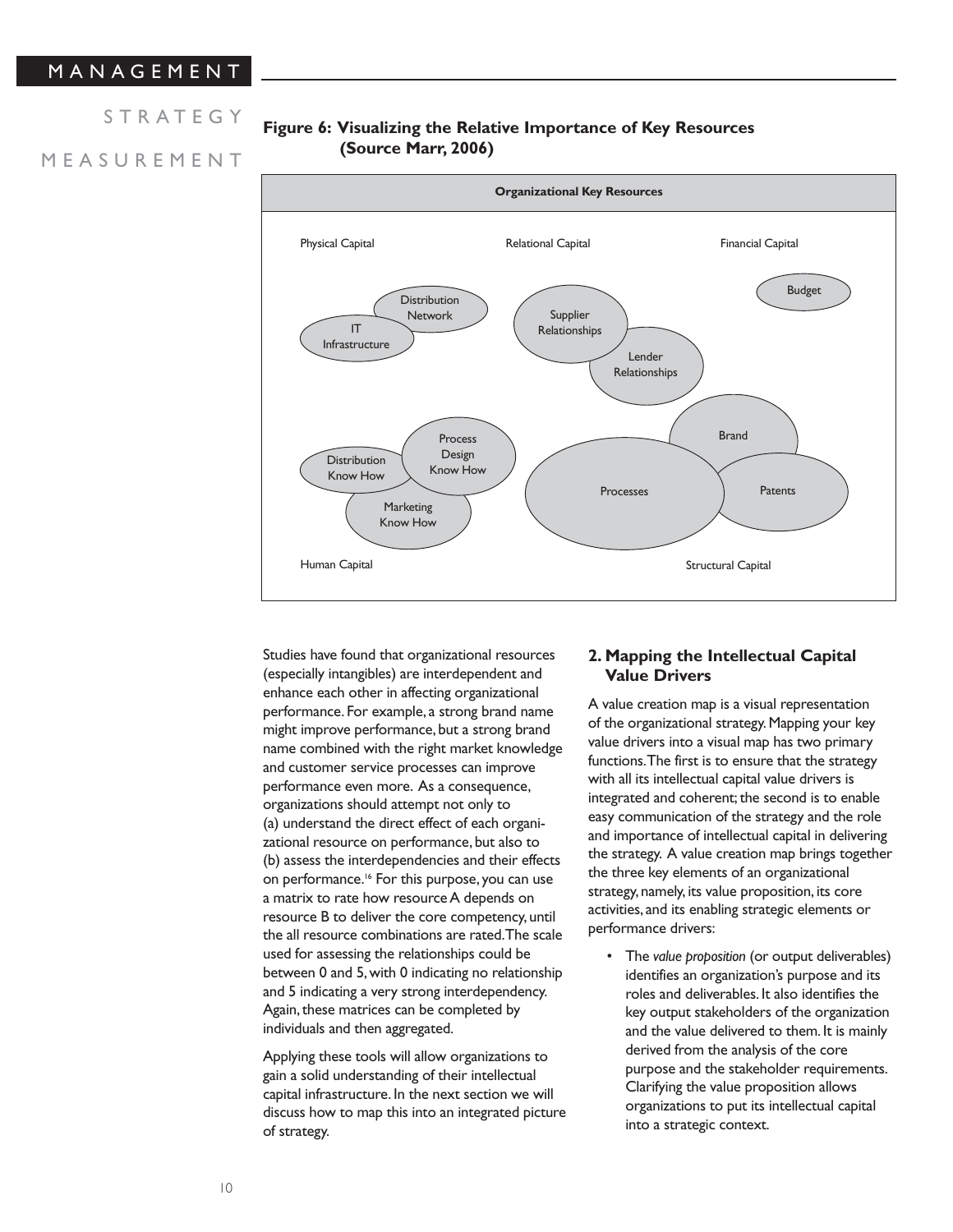**Figure 6: Visualizing the Relative Importance of Key Resources (Source Marr, 2006)**

Organizational Key Resources

Physical Capital: IT Infrastructure, Distribution Network

Relational Capital: Supplier Relationships, Lender Relationships

Financial Capital: Budget

Human Capital: Distribution Know How, Process Design Know How, Marketing Know How

Structural Capital: Processes, Brand, Patents

Studies have found that organizational resources (especially intangibles) are interdependent and enhance each other in affecting organizational performance. For example, a strong brand name might improve performance, but a strong brand name combined with the right market knowledge and customer service processes can improve performance even more. As a consequence, organizations should attempt not only to (a) understand the direct effect of each organizational resource on performance, but also to (b) assess the interdependencies and their effects on performance.[16] For this purpose, you can use a matrix to rate how resource A depends on resource B to deliver the core competency, until the all resource combinations are rated. The scale used for assessing the relationships could be between 0 and 5, with 0 indicating no relationship and 5 indicating a very strong interdependency. Again, these matrices can be completed by individuals and then aggregated.

Applying these tools will allow organizations to gain a solid understanding of their intellectual capital infrastructure. In the next section we will discuss how to map this into an integrated picture of strategy.

## 2. Mapping the Intellectual Capital Value Drivers

A value creation map is a visual representation of the organizational strategy. Mapping your key value drivers into a visual map has two primary functions. The first is to ensure that the strategy with all its intellectual capital value drivers is integrated and coherent; the second is to enable easy communication of the strategy and the role and importance of intellectual capital in delivering the strategy. A value creation map brings together the three key elements of an organizational strategy, namely, its value proposition, its core activities, and its enabling strategic elements or performance drivers:

- The *value proposition* (or output deliverables) identifies an organization's purpose and its roles and deliverables. It also identifies the key output stakeholders of the organization and the value delivered to them. It is mainly derived from the analysis of the core purpose and the stakeholder requirements. Clarifying the value proposition allows organizations to put its intellectual capital into a strategic context.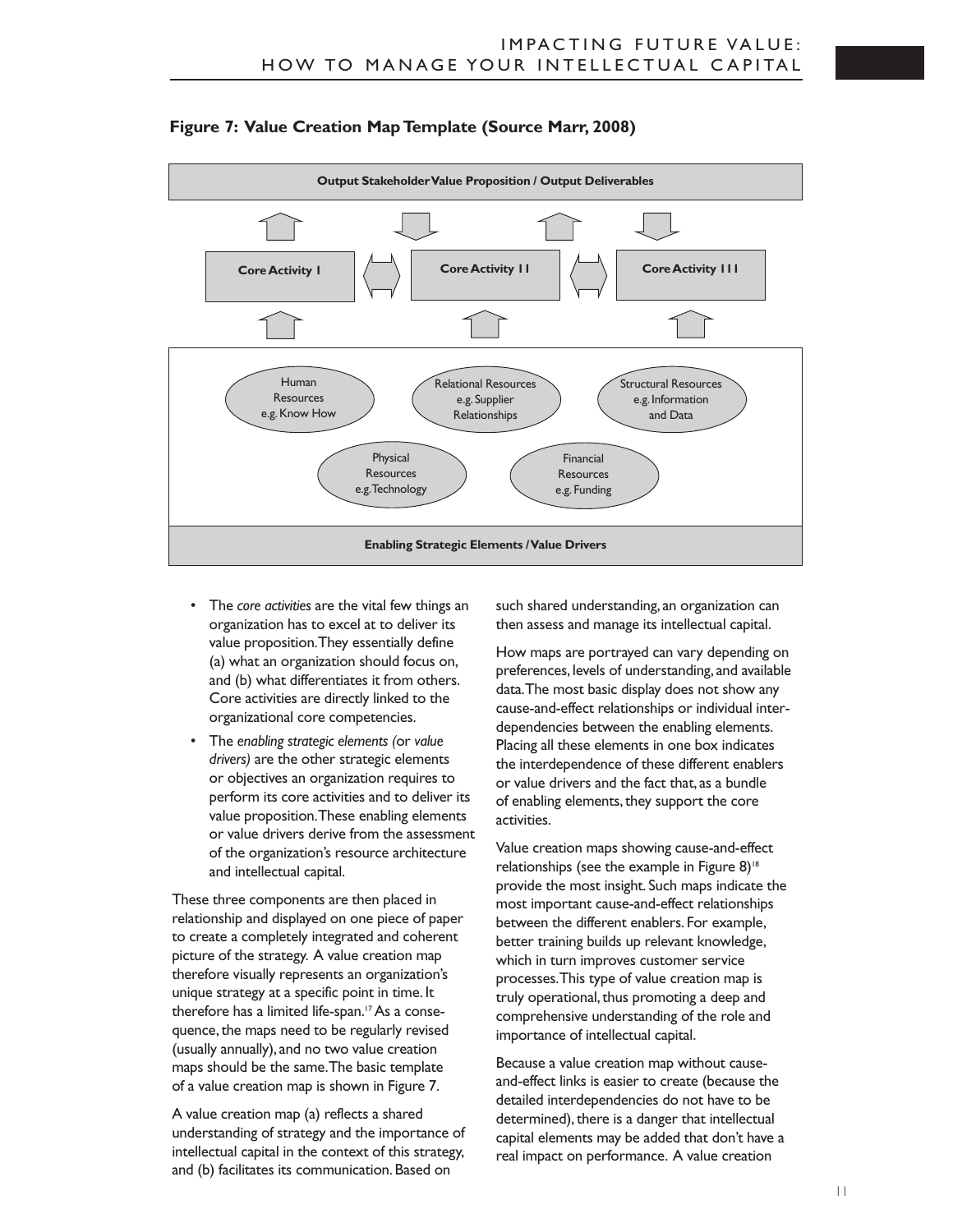**Figure 7: Value Creation Map Template (Source Marr, 2008)**

Output Stakeholder Value Proposition / Output Deliverables

Core Activity I | Core Activity 11 | Core Activity 111

Human Resources e.g. Know How

Relational Resources e.g. Supplier Relationships

Structural Resources e.g. Information and Data

Physical Resources e.g. Technology

Financial Resources e.g. Funding

Enabling Strategic Elements / Value Drivers

- The *core activities* are the vital few things an organization has to excel at to deliver its value proposition. They essentially define (a) what an organization should focus on, and (b) what differentiates it from others. Core activities are directly linked to the organizational core competencies.
- The *enabling strategic elements (or value drivers)* are the other strategic elements or objectives an organization requires to perform its core activities and to deliver its value proposition. These enabling elements or value drivers derive from the assessment of the organization's resource architecture and intellectual capital.

These three components are then placed in relationship and displayed on one piece of paper to create a completely integrated and coherent picture of the strategy. A value creation map therefore visually represents an organization's unique strategy at a specific point in time. It therefore has a limited life-span.[17] As a consequence, the maps need to be regularly revised (usually annually), and no two value creation maps should be the same. The basic template of a value creation map is shown in Figure 7.

A value creation map (a) reflects a shared understanding of strategy and the importance of intellectual capital in the context of this strategy, and (b) facilitates its communication. Based on such shared understanding, an organization can then assess and manage its intellectual capital.

How maps are portrayed can vary depending on preferences, levels of understanding, and available data. The most basic display does not show any cause-and-effect relationships or individual interdependencies between the enabling elements. Placing all these elements in one box indicates the interdependence of these different enablers or value drivers and the fact that, as a bundle of enabling elements, they support the core activities.

Value creation maps showing cause-and-effect relationships (see the example in Figure 8)[18] provide the most insight. Such maps indicate the most important cause-and-effect relationships between the different enablers. For example, better training builds up relevant knowledge, which in turn improves customer service processes. This type of value creation map is truly operational, thus promoting a deep and comprehensive understanding of the role and importance of intellectual capital.

Because a value creation map without cause-and-effect links is easier to create (because the detailed interdependencies do not have to be determined), there is a danger that intellectual capital elements may be added that don't have a real impact on performance. A value creation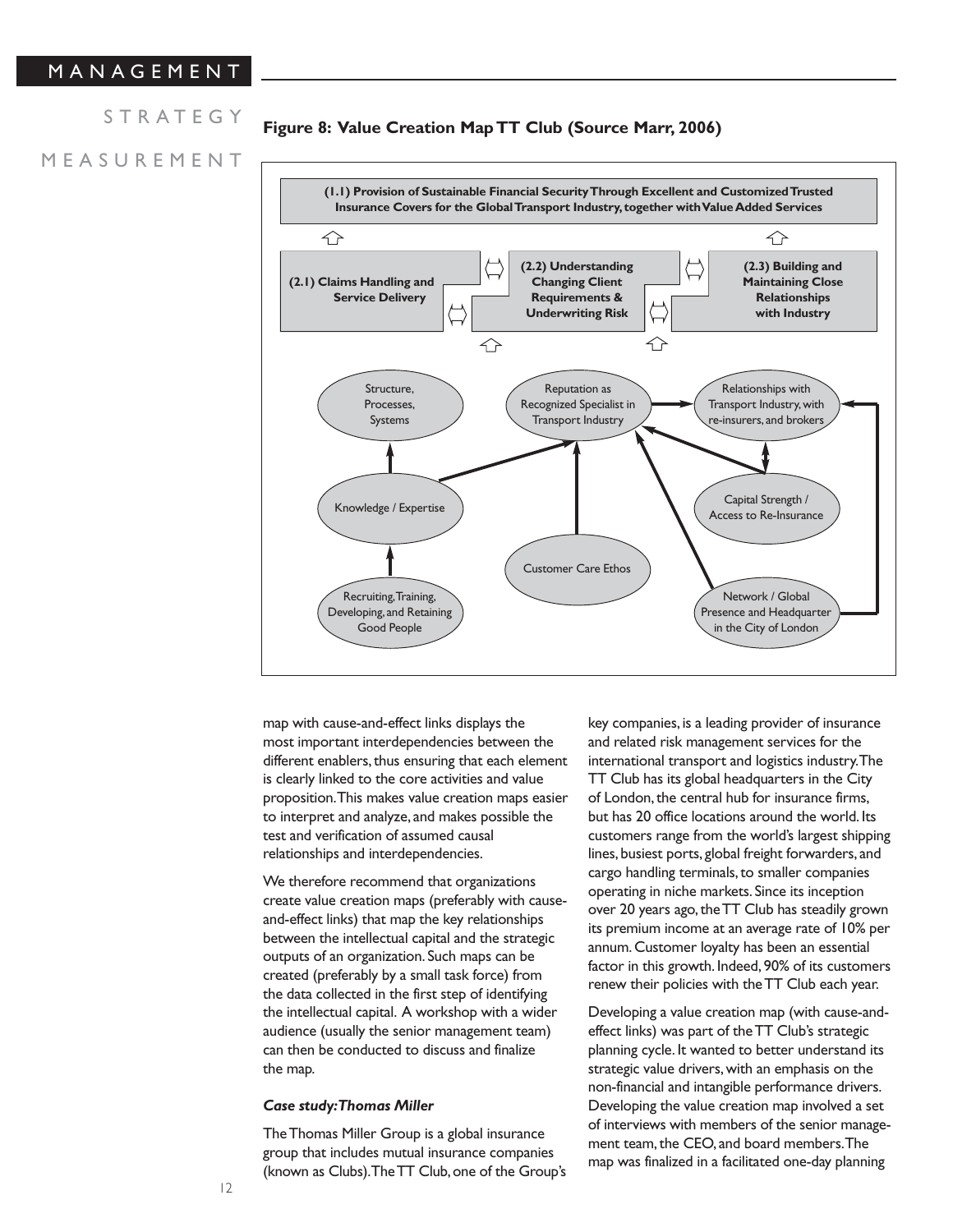**Figure 8: Value Creation Map TT Club (Source Marr, 2006)**

**(1.1) Provision of Sustainable Financial Security Through Excellent and Customized Trusted Insurance Covers for the Global Transport Industry, together with Value Added Services**

**(2.1) Claims Handling and Service Delivery**

**(2.2) Understanding Changing Client Requirements & Underwriting Risk**

**(2.3) Building and Maintaining Close Relationships with Industry**

Structure, Processes, Systems

Reputation as Recognized Specialist in Transport Industry

Relationships with Transport Industry, with re-insurers, and brokers

Knowledge / Expertise

Capital Strength / Access to Re-Insurance

Customer Care Ethos

Recruiting, Training, Developing, and Retaining Good People

Network / Global Presence and Headquarter in the City of London

map with cause-and-effect links displays the most important interdependencies between the different enablers, thus ensuring that each element is clearly linked to the core activities and value proposition. This makes value creation maps easier to interpret and analyze, and makes possible the test and verification of assumed causal relationships and interdependencies.

We therefore recommend that organizations create value creation maps (preferably with cause-and-effect links) that map the key relationships between the intellectual capital and the strategic outputs of an organization. Such maps can be created (preferably by a small task force) from the data collected in the first step of identifying the intellectual capital. A workshop with a wider audience (usually the senior management team) can then be conducted to discuss and finalize the map.

### *Case study: Thomas Miller*

The Thomas Miller Group is a global insurance group that includes mutual insurance companies (known as Clubs). The TT Club, one of the Group's key companies, is a leading provider of insurance and related risk management services for the international transport and logistics industry. The TT Club has its global headquarters in the City of London, the central hub for insurance firms, but has 20 office locations around the world. Its customers range from the world's largest shipping lines, busiest ports, global freight forwarders, and cargo handling terminals, to smaller companies operating in niche markets. Since its inception over 20 years ago, the TT Club has steadily grown its premium income at an average rate of 10% per annum. Customer loyalty has been an essential factor in this growth. Indeed, 90% of its customers renew their policies with the TT Club each year.

Developing a value creation map (with cause-and-effect links) was part of the TT Club's strategic planning cycle. It wanted to better understand its strategic value drivers, with an emphasis on the non-financial and intangible performance drivers. Developing the value creation map involved a set of interviews with members of the senior management team, the CEO, and board members. The map was finalized in a facilitated one-day planning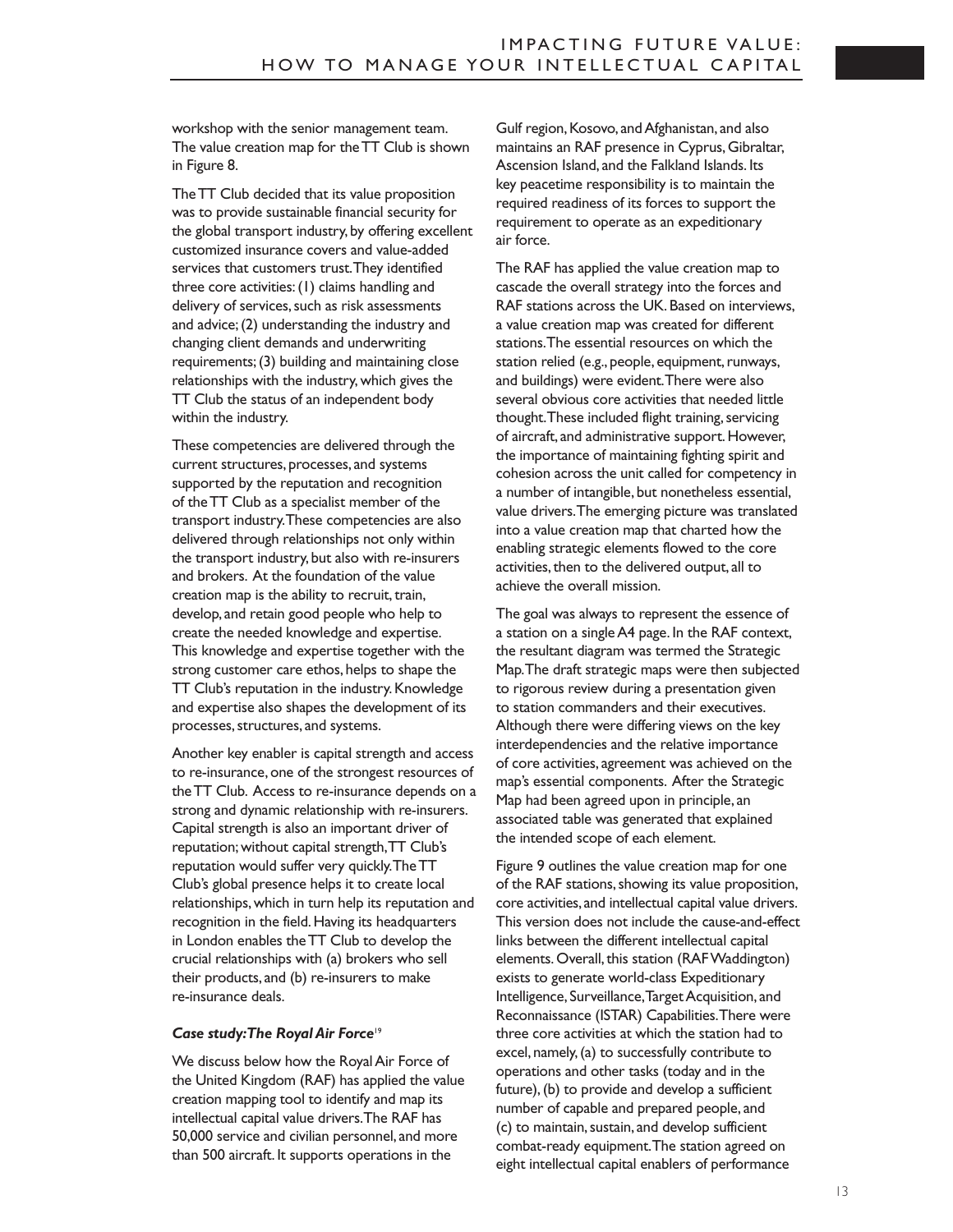workshop with the senior management team. The value creation map for the TT Club is shown in Figure 8.

The TT Club decided that its value proposition was to provide sustainable financial security for the global transport industry, by offering excellent customized insurance covers and value-added services that customers trust. They identified three core activities: (1) claims handling and delivery of services, such as risk assessments and advice; (2) understanding the industry and changing client demands and underwriting requirements; (3) building and maintaining close relationships with the industry, which gives the TT Club the status of an independent body within the industry.

These competencies are delivered through the current structures, processes, and systems supported by the reputation and recognition of the TT Club as a specialist member of the transport industry. These competencies are also delivered through relationships not only within the transport industry, but also with re-insurers and brokers. At the foundation of the value creation map is the ability to recruit, train, develop, and retain good people who help to create the needed knowledge and expertise. This knowledge and expertise together with the strong customer care ethos, helps to shape the TT Club's reputation in the industry. Knowledge and expertise also shapes the development of its processes, structures, and systems.

Another key enabler is capital strength and access to re-insurance, one of the strongest resources of the TT Club. Access to re-insurance depends on a strong and dynamic relationship with re-insurers. Capital strength is also an important driver of reputation; without capital strength, TT Club's reputation would suffer very quickly. The TT Club's global presence helps it to create local relationships, which in turn help its reputation and recognition in the field. Having its headquarters in London enables the TT Club to develop the crucial relationships with (a) brokers who sell their products, and (b) re-insurers to make re-insurance deals.

### *Case study: The Royal Air Force*[19]

We discuss below how the Royal Air Force of the United Kingdom (RAF) has applied the value creation mapping tool to identify and map its intellectual capital value drivers. The RAF has 50,000 service and civilian personnel, and more than 500 aircraft. It supports operations in the Gulf region, Kosovo, and Afghanistan, and also maintains an RAF presence in Cyprus, Gibraltar, Ascension Island, and the Falkland Islands. Its key peacetime responsibility is to maintain the required readiness of its forces to support the requirement to operate as an expeditionary air force.

The RAF has applied the value creation map to cascade the overall strategy into the forces and RAF stations across the UK. Based on interviews, a value creation map was created for different stations. The essential resources on which the station relied (e.g., people, equipment, runways, and buildings) were evident. There were also several obvious core activities that needed little thought. These included flight training, servicing of aircraft, and administrative support. However, the importance of maintaining fighting spirit and cohesion across the unit called for competency in a number of intangible, but nonetheless essential, value drivers. The emerging picture was translated into a value creation map that charted how the enabling strategic elements flowed to the core activities, then to the delivered output, all to achieve the overall mission.

The goal was always to represent the essence of a station on a single A4 page. In the RAF context, the resultant diagram was termed the Strategic Map. The draft strategic maps were then subjected to rigorous review during a presentation given to station commanders and their executives. Although there were differing views on the key interdependencies and the relative importance of core activities, agreement was achieved on the map's essential components. After the Strategic Map had been agreed upon in principle, an associated table was generated that explained the intended scope of each element.

Figure 9 outlines the value creation map for one of the RAF stations, showing its value proposition, core activities, and intellectual capital value drivers. This version does not include the cause-and-effect links between the different intellectual capital elements. Overall, this station (RAF Waddington) exists to generate world-class Expeditionary Intelligence, Surveillance, Target Acquisition, and Reconnaissance (ISTAR) Capabilities. There were three core activities at which the station had to excel, namely, (a) to successfully contribute to operations and other tasks (today and in the future), (b) to provide and develop a sufficient number of capable and prepared people, and (c) to maintain, sustain, and develop sufficient combat-ready equipment. The station agreed on eight intellectual capital enablers of performance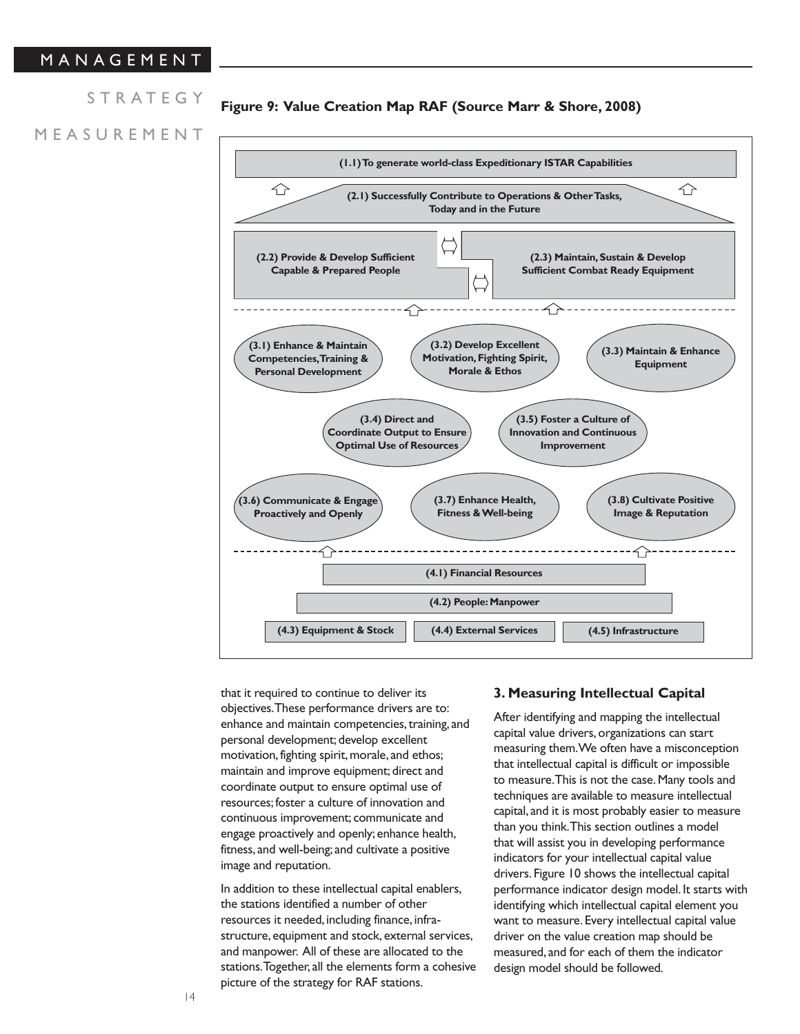**Figure 9: Value Creation Map RAF (Source Marr & Shore, 2008)**

(1.1) To generate world-class Expeditionary ISTAR Capabilities

(2.1) Successfully Contribute to Operations & Other Tasks, Today and in the Future

(2.2) Provide & Develop Sufficient Capable & Prepared People

(2.3) Maintain, Sustain & Develop Sufficient Combat Ready Equipment

(3.1) Enhance & Maintain Competencies, Training & Personal Development

(3.2) Develop Excellent Motivation, Fighting Spirit, Morale & Ethos

(3.3) Maintain & Enhance Equipment

(3.4) Direct and Coordinate Output to Ensure Optimal Use of Resources

(3.5) Foster a Culture of Innovation and Continuous Improvement

(3.6) Communicate & Engage Proactively and Openly

(3.7) Enhance Health, Fitness & Well-being

(3.8) Cultivate Positive Image & Reputation

(4.1) Financial Resources

(4.2) People: Manpower

(4.3) Equipment & Stock

(4.4) External Services

(4.5) Infrastructure

that it required to continue to deliver its objectives. These performance drivers are to: enhance and maintain competencies, training, and personal development; develop excellent motivation, fighting spirit, morale, and ethos; maintain and improve equipment; direct and coordinate output to ensure optimal use of resources; foster a culture of innovation and continuous improvement; communicate and engage proactively and openly; enhance health, fitness, and well-being; and cultivate a positive image and reputation.

In addition to these intellectual capital enablers, the stations identified a number of other resources it needed, including finance, infrastructure, equipment and stock, external services, and manpower. All of these are allocated to the stations. Together, all the elements form a cohesive picture of the strategy for RAF stations.

## 3. Measuring Intellectual Capital

After identifying and mapping the intellectual capital value drivers, organizations can start measuring them. We often have a misconception that intellectual capital is difficult or impossible to measure. This is not the case. Many tools and techniques are available to measure intellectual capital, and it is most probably easier to measure than you think. This section outlines a model that will assist you in developing performance indicators for your intellectual capital value drivers. Figure 10 shows the intellectual capital performance indicator design model. It starts with identifying which intellectual capital element you want to measure. Every intellectual capital value driver on the value creation map should be measured, and for each of them the indicator design model should be followed.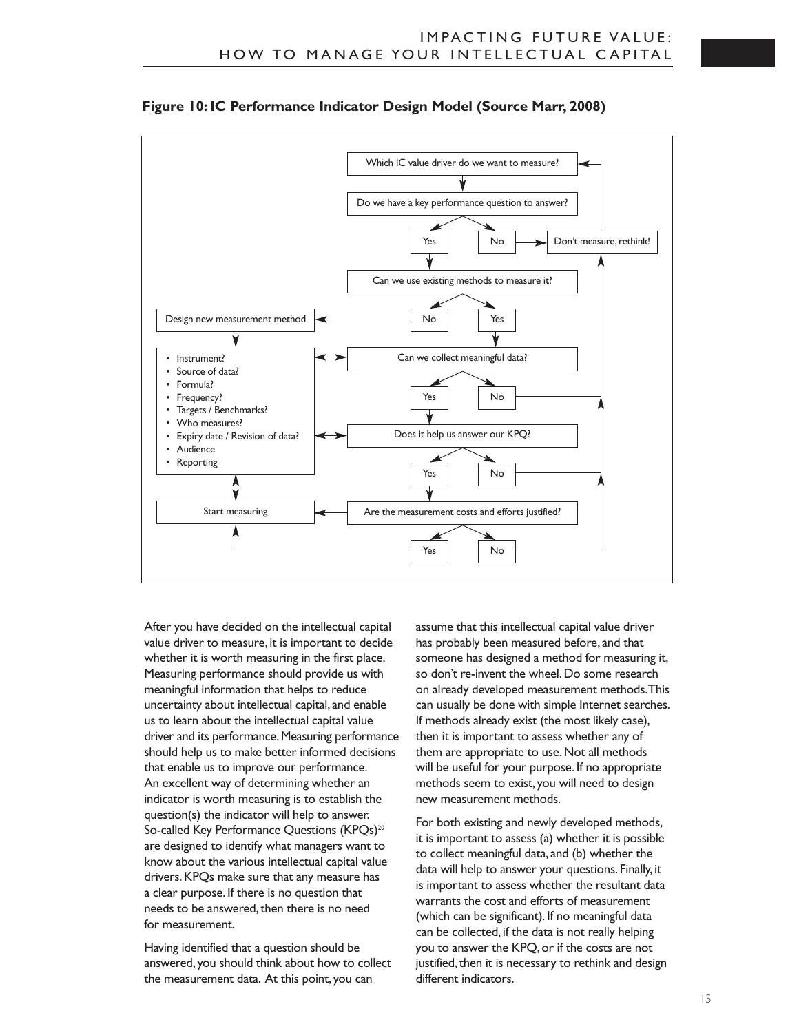**Figure 10: IC Performance Indicator Design Model (Source Marr, 2008)**

Which IC value driver do we want to measure?

Do we have a key performance question to answer?

Yes | No → Don't measure, rethink!

Can we use existing methods to measure it?

No → Design new measurement method | Yes

- Instrument?
- Source of data?
- Formula?
- Frequency?
- Targets / Benchmarks?
- Who measures?
- Expiry date / Revision of data?
- Audience
- Reporting

Can we collect meaningful data?

Yes | No

Does it help us answer our KPQ?

Yes | No

Start measuring

Are the measurement costs and efforts justified?

Yes | No

After you have decided on the intellectual capital value driver to measure, it is important to decide whether it is worth measuring in the first place. Measuring performance should provide us with meaningful information that helps to reduce uncertainty about intellectual capital, and enable us to learn about the intellectual capital value driver and its performance. Measuring performance should help us to make better informed decisions that enable us to improve our performance. An excellent way of determining whether an indicator is worth measuring is to establish the question(s) the indicator will help to answer. So-called Key Performance Questions (KPQs)[20] are designed to identify what managers want to know about the various intellectual capital value drivers. KPQs make sure that any measure has a clear purpose. If there is no question that needs to be answered, then there is no need for measurement.

Having identified that a question should be answered, you should think about how to collect the measurement data. At this point, you can assume that this intellectual capital value driver has probably been measured before, and that someone has designed a method for measuring it, so don't re-invent the wheel. Do some research on already developed measurement methods. This can usually be done with simple Internet searches. If methods already exist (the most likely case), then it is important to assess whether any of them are appropriate to use. Not all methods will be useful for your purpose. If no appropriate methods seem to exist, you will need to design new measurement methods.

For both existing and newly developed methods, it is important to assess (a) whether it is possible to collect meaningful data, and (b) whether the data will help to answer your questions. Finally, it is important to assess whether the resultant data warrants the cost and efforts of measurement (which can be significant). If no meaningful data can be collected, if the data is not really helping you to answer the KPQ, or if the costs are not justified, then it is necessary to rethink and design different indicators.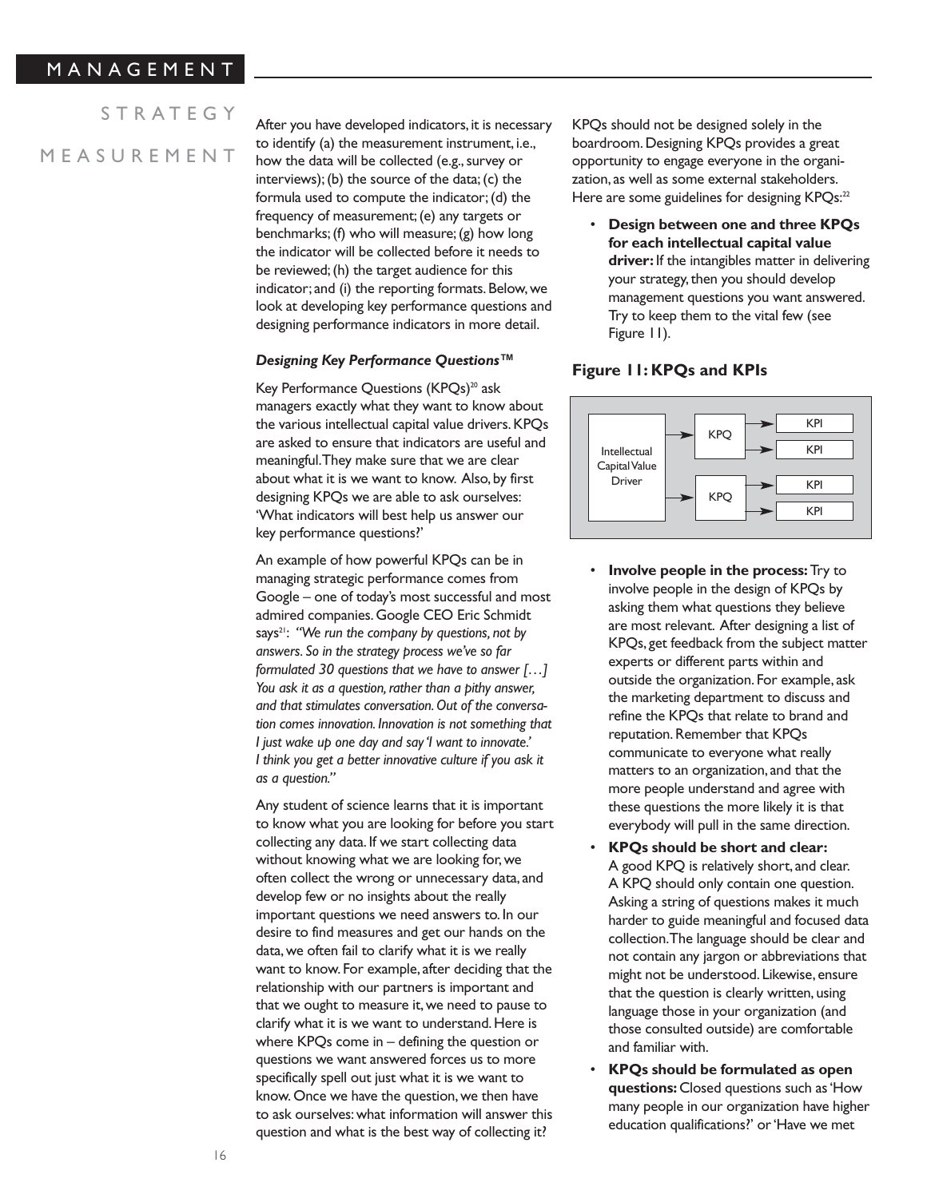After you have developed indicators, it is necessary to identify (a) the measurement instrument, i.e., how the data will be collected (e.g., survey or interviews); (b) the source of the data; (c) the formula used to compute the indicator; (d) the frequency of measurement; (e) any targets or benchmarks; (f) who will measure; (g) how long the indicator will be collected before it needs to be reviewed; (h) the target audience for this indicator; and (i) the reporting formats. Below, we look at developing key performance questions and designing performance indicators in more detail.

***Designing Key Performance Questions™***

Key Performance Questions (KPQs)[20] ask managers exactly what they want to know about the various intellectual capital value drivers. KPQs are asked to ensure that indicators are useful and meaningful. They make sure that we are clear about what it is we want to know. Also, by first designing KPQs we are able to ask ourselves: 'What indicators will best help us answer our key performance questions?'

An example of how powerful KPQs can be in managing strategic performance comes from Google – one of today's most successful and most admired companies. Google CEO Eric Schmidt says[21]: *"We run the company by questions, not by answers. So in the strategy process we've so far formulated 30 questions that we have to answer […] You ask it as a question, rather than a pithy answer, and that stimulates conversation. Out of the conversation comes innovation. Innovation is not something that I just wake up one day and say 'I want to innovate.' I think you get a better innovative culture if you ask it as a question."*

Any student of science learns that it is important to know what you are looking for before you start collecting any data. If we start collecting data without knowing what we are looking for, we often collect the wrong or unnecessary data, and develop few or no insights about the really important questions we need answers to. In our desire to find measures and get our hands on the data, we often fail to clarify what it is we really want to know. For example, after deciding that the relationship with our partners is important and that we ought to measure it, we need to pause to clarify what it is we want to understand. Here is where KPQs come in – defining the question or questions we want answered forces us to more specifically spell out just what it is we want to know. Once we have the question, we then have to ask ourselves: what information will answer this question and what is the best way of collecting it?

KPQs should not be designed solely in the boardroom. Designing KPQs provides a great opportunity to engage everyone in the organization, as well as some external stakeholders. Here are some guidelines for designing KPQs:[22]

- **Design between one and three KPQs for each intellectual capital value driver:** If the intangibles matter in delivering your strategy, then you should develop management questions you want answered. Try to keep them to the vital few (see Figure 11).

**Figure 11: KPQs and KPIs**

| Intellectual Capital Value Driver | KPQ | KPI |
|---|---|---|
| | → KPQ | → KPI |
| | | → KPI |
| | → KPQ | → KPI |
| | | → KPI |

- **Involve people in the process:** Try to involve people in the design of KPQs by asking them what questions they believe are most relevant. After designing a list of KPQs, get feedback from the subject matter experts or different parts within and outside the organization. For example, ask the marketing department to discuss and refine the KPQs that relate to brand and reputation. Remember that KPQs communicate to everyone what really matters to an organization, and that the more people understand and agree with these questions the more likely it is that everybody will pull in the same direction.
- **KPQs should be short and clear:** A good KPQ is relatively short, and clear. A KPQ should only contain one question. Asking a string of questions makes it much harder to guide meaningful and focused data collection. The language should be clear and not contain any jargon or abbreviations that might not be understood. Likewise, ensure that the question is clearly written, using language those in your organization (and those consulted outside) are comfortable and familiar with.
- **KPQs should be formulated as open questions:** Closed questions such as 'How many people in our organization have higher education qualifications?' or 'Have we met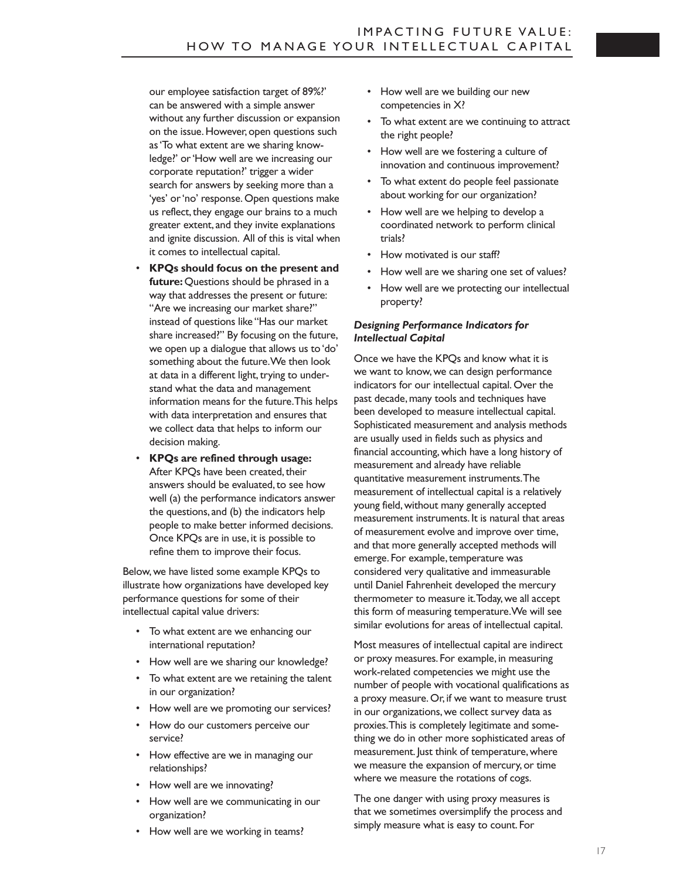our employee satisfaction target of 89%?' can be answered with a simple answer without any further discussion or expansion on the issue. However, open questions such as 'To what extent are we sharing knowledge?' or 'How well are we increasing our corporate reputation?' trigger a wider search for answers by seeking more than a 'yes' or 'no' response. Open questions make us reflect, they engage our brains to a much greater extent, and they invite explanations and ignite discussion. All of this is vital when it comes to intellectual capital.

- **KPQs should focus on the present and future:** Questions should be phrased in a way that addresses the present or future: "Are we increasing our market share?" instead of questions like "Has our market share increased?" By focusing on the future, we open up a dialogue that allows us to 'do' something about the future. We then look at data in a different light, trying to understand what the data and management information means for the future. This helps with data interpretation and ensures that we collect data that helps to inform our decision making.
- **KPQs are refined through usage:** After KPQs have been created, their answers should be evaluated, to see how well (a) the performance indicators answer the questions, and (b) the indicators help people to make better informed decisions. Once KPQs are in use, it is possible to refine them to improve their focus.

Below, we have listed some example KPQs to illustrate how organizations have developed key performance questions for some of their intellectual capital value drivers:

- To what extent are we enhancing our international reputation?
- How well are we sharing our knowledge?
- To what extent are we retaining the talent in our organization?
- How well are we promoting our services?
- How do our customers perceive our service?
- How effective are we in managing our relationships?
- How well are we innovating?
- How well are we communicating in our organization?
- How well are we working in teams?
- How well are we building our new competencies in X?
- To what extent are we continuing to attract the right people?
- How well are we fostering a culture of innovation and continuous improvement?
- To what extent do people feel passionate about working for our organization?
- How well are we helping to develop a coordinated network to perform clinical trials?
- How motivated is our staff?
- How well are we sharing one set of values?
- How well are we protecting our intellectual property?

***Designing Performance Indicators for Intellectual Capital***

Once we have the KPQs and know what it is we want to know, we can design performance indicators for our intellectual capital. Over the past decade, many tools and techniques have been developed to measure intellectual capital. Sophisticated measurement and analysis methods are usually used in fields such as physics and financial accounting, which have a long history of measurement and already have reliable quantitative measurement instruments. The measurement of intellectual capital is a relatively young field, without many generally accepted measurement instruments. It is natural that areas of measurement evolve and improve over time, and that more generally accepted methods will emerge. For example, temperature was considered very qualitative and immeasurable until Daniel Fahrenheit developed the mercury thermometer to measure it. Today, we all accept this form of measuring temperature. We will see similar evolutions for areas of intellectual capital.

Most measures of intellectual capital are indirect or proxy measures. For example, in measuring work-related competencies we might use the number of people with vocational qualifications as a proxy measure. Or, if we want to measure trust in our organizations, we collect survey data as proxies. This is completely legitimate and something we do in other more sophisticated areas of measurement. Just think of temperature, where we measure the expansion of mercury, or time where we measure the rotations of cogs.

The one danger with using proxy measures is that we sometimes oversimplify the process and simply measure what is easy to count. For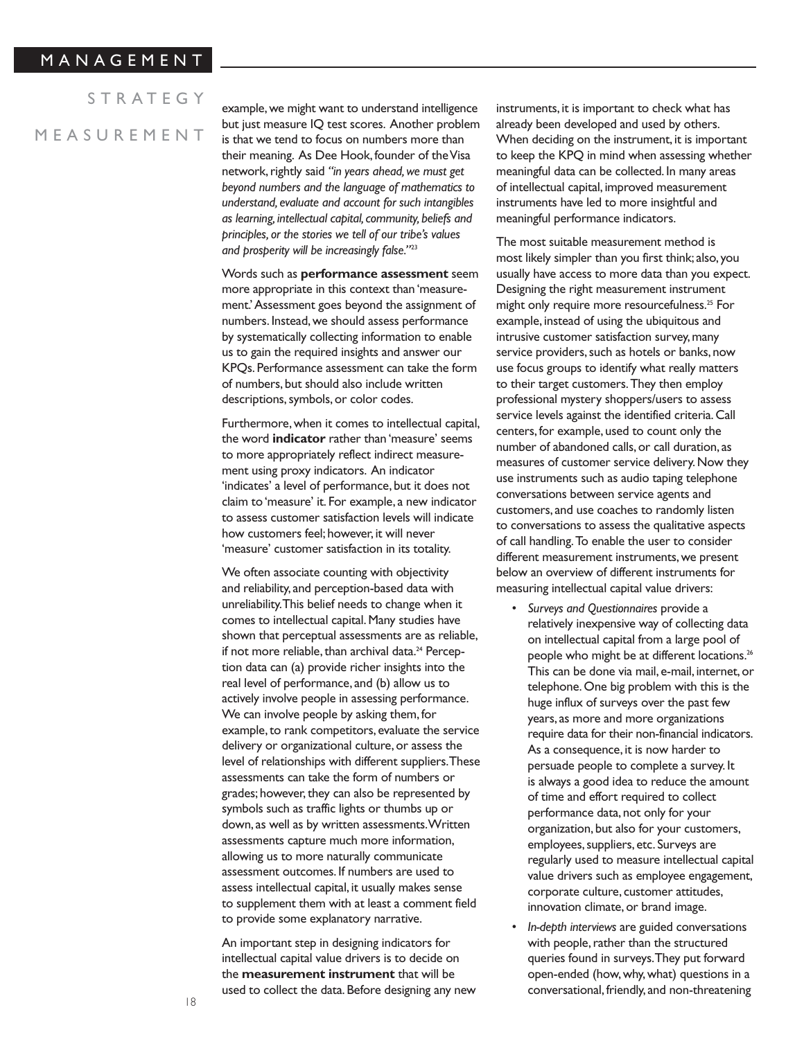example, we might want to understand intelligence but just measure IQ test scores. Another problem is that we tend to focus on numbers more than their meaning. As Dee Hook, founder of the Visa network, rightly said *"in years ahead, we must get beyond numbers and the language of mathematics to understand, evaluate and account for such intangibles as learning, intellectual capital, community, beliefs and principles, or the stories we tell of our tribe's values and prosperity will be increasingly false."*[23]

Words such as **performance assessment** seem more appropriate in this context than 'measurement.' Assessment goes beyond the assignment of numbers. Instead, we should assess performance by systematically collecting information to enable us to gain the required insights and answer our KPQs. Performance assessment can take the form of numbers, but should also include written descriptions, symbols, or color codes.

Furthermore, when it comes to intellectual capital, the word **indicator** rather than 'measure' seems to more appropriately reflect indirect measurement using proxy indicators. An indicator 'indicates' a level of performance, but it does not claim to 'measure' it. For example, a new indicator to assess customer satisfaction levels will indicate how customers feel; however, it will never 'measure' customer satisfaction in its totality.

We often associate counting with objectivity and reliability, and perception-based data with unreliability. This belief needs to change when it comes to intellectual capital. Many studies have shown that perceptual assessments are as reliable, if not more reliable, than archival data.[24] Perception data can (a) provide richer insights into the real level of performance, and (b) allow us to actively involve people in assessing performance. We can involve people by asking them, for example, to rank competitors, evaluate the service delivery or organizational culture, or assess the level of relationships with different suppliers. These assessments can take the form of numbers or grades; however, they can also be represented by symbols such as traffic lights or thumbs up or down, as well as by written assessments. Written assessments capture much more information, allowing us to more naturally communicate assessment outcomes. If numbers are used to assess intellectual capital, it usually makes sense to supplement them with at least a comment field to provide some explanatory narrative.

An important step in designing indicators for intellectual capital value drivers is to decide on the **measurement instrument** that will be used to collect the data. Before designing any new instruments, it is important to check what has already been developed and used by others. When deciding on the instrument, it is important to keep the KPQ in mind when assessing whether meaningful data can be collected. In many areas of intellectual capital, improved measurement instruments have led to more insightful and meaningful performance indicators.

The most suitable measurement method is most likely simpler than you first think; also, you usually have access to more data than you expect. Designing the right measurement instrument might only require more resourcefulness.[25] For example, instead of using the ubiquitous and intrusive customer satisfaction survey, many service providers, such as hotels or banks, now use focus groups to identify what really matters to their target customers. They then employ professional mystery shoppers/users to assess service levels against the identified criteria. Call centers, for example, used to count only the number of abandoned calls, or call duration, as measures of customer service delivery. Now they use instruments such as audio taping telephone conversations between service agents and customers, and use coaches to randomly listen to conversations to assess the qualitative aspects of call handling. To enable the user to consider different measurement instruments, we present below an overview of different instruments for measuring intellectual capital value drivers:

- *Surveys and Questionnaires* provide a relatively inexpensive way of collecting data on intellectual capital from a large pool of people who might be at different locations.[26] This can be done via mail, e-mail, internet, or telephone. One big problem with this is the huge influx of surveys over the past few years, as more and more organizations require data for their non-financial indicators. As a consequence, it is now harder to persuade people to complete a survey. It is always a good idea to reduce the amount of time and effort required to collect performance data, not only for your organization, but also for your customers, employees, suppliers, etc. Surveys are regularly used to measure intellectual capital value drivers such as employee engagement, corporate culture, customer attitudes, innovation climate, or brand image.
- *In-depth interviews* are guided conversations with people, rather than the structured queries found in surveys. They put forward open-ended (how, why, what) questions in a conversational, friendly, and non-threatening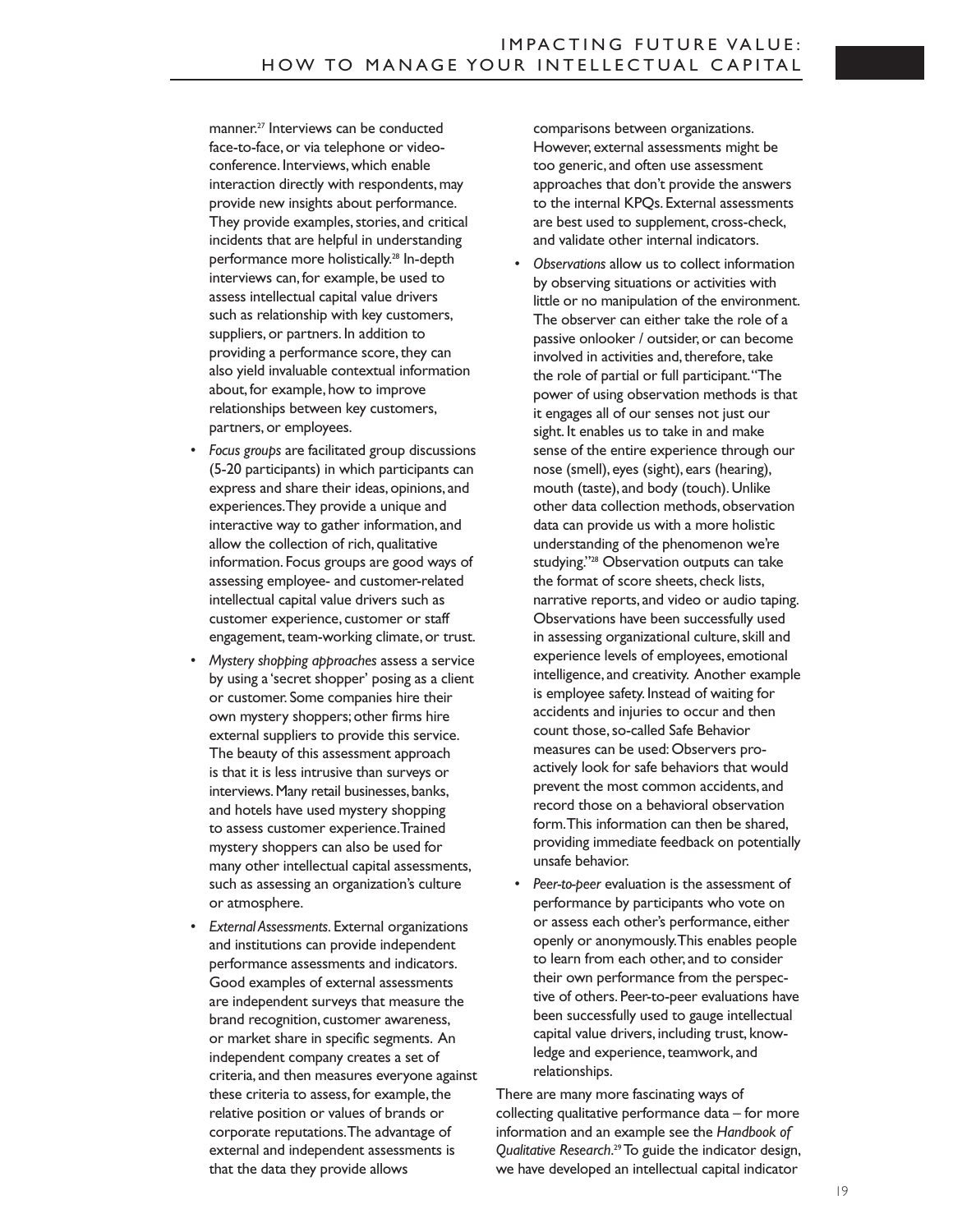manner.[27] Interviews can be conducted face-to-face, or via telephone or video-conference. Interviews, which enable interaction directly with respondents, may provide new insights about performance. They provide examples, stories, and critical incidents that are helpful in understanding performance more holistically.[28] In-depth interviews can, for example, be used to assess intellectual capital value drivers such as relationship with key customers, suppliers, or partners. In addition to providing a performance score, they can also yield invaluable contextual information about, for example, how to improve relationships between key customers, partners, or employees.

- *Focus groups* are facilitated group discussions (5-20 participants) in which participants can express and share their ideas, opinions, and experiences. They provide a unique and interactive way to gather information, and allow the collection of rich, qualitative information. Focus groups are good ways of assessing employee- and customer-related intellectual capital value drivers such as customer experience, customer or staff engagement, team-working climate, or trust.
- *Mystery shopping approaches* assess a service by using a 'secret shopper' posing as a client or customer. Some companies hire their own mystery shoppers; other firms hire external suppliers to provide this service. The beauty of this assessment approach is that it is less intrusive than surveys or interviews. Many retail businesses, banks, and hotels have used mystery shopping to assess customer experience. Trained mystery shoppers can also be used for many other intellectual capital assessments, such as assessing an organization's culture or atmosphere.
- *External Assessments*. External organizations and institutions can provide independent performance assessments and indicators. Good examples of external assessments are independent surveys that measure the brand recognition, customer awareness, or market share in specific segments. An independent company creates a set of criteria, and then measures everyone against these criteria to assess, for example, the relative position or values of brands or corporate reputations. The advantage of external and independent assessments is that the data they provide allows comparisons between organizations. However, external assessments might be too generic, and often use assessment approaches that don't provide the answers to the internal KPQs. External assessments are best used to supplement, cross-check, and validate other internal indicators.
- *Observations* allow us to collect information by observing situations or activities with little or no manipulation of the environment. The observer can either take the role of a passive onlooker / outsider, or can become involved in activities and, therefore, take the role of partial or full participant. "The power of using observation methods is that it engages all of our senses not just our sight. It enables us to take in and make sense of the entire experience through our nose (smell), eyes (sight), ears (hearing), mouth (taste), and body (touch). Unlike other data collection methods, observation data can provide us with a more holistic understanding of the phenomenon we're studying."[28] Observation outputs can take the format of score sheets, check lists, narrative reports, and video or audio taping. Observations have been successfully used in assessing organizational culture, skill and experience levels of employees, emotional intelligence, and creativity. Another example is employee safety. Instead of waiting for accidents and injuries to occur and then count those, so-called Safe Behavior measures can be used: Observers pro-actively look for safe behaviors that would prevent the most common accidents, and record those on a behavioral observation form. This information can then be shared, providing immediate feedback on potentially unsafe behavior.
- *Peer-to-peer* evaluation is the assessment of performance by participants who vote on or assess each other's performance, either openly or anonymously. This enables people to learn from each other, and to consider their own performance from the perspective of others. Peer-to-peer evaluations have been successfully used to gauge intellectual capital value drivers, including trust, knowledge and experience, teamwork, and relationships.

There are many more fascinating ways of collecting qualitative performance data – for more information and an example see the *Handbook of Qualitative Research*.[29] To guide the indicator design, we have developed an intellectual capital indicator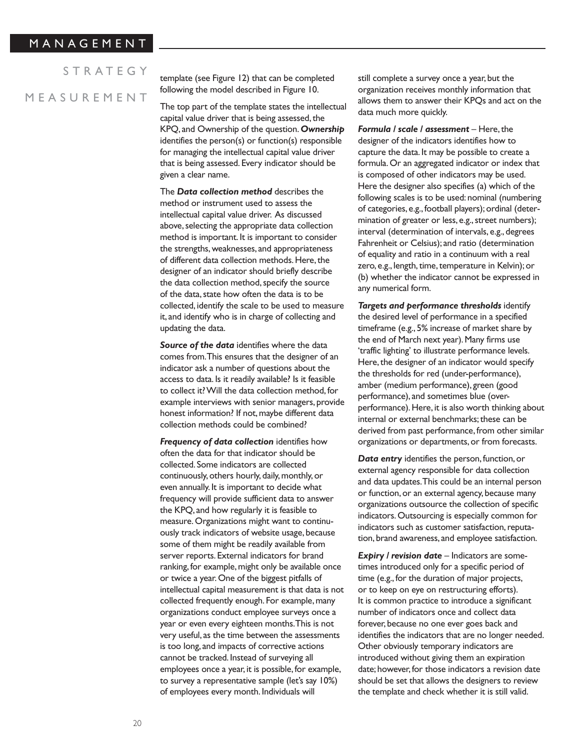template (see Figure 12) that can be completed following the model described in Figure 10.

The top part of the template states the intellectual capital value driver that is being assessed, the KPQ, and Ownership of the question. ***Ownership*** identifies the person(s) or function(s) responsible for managing the intellectual capital value driver that is being assessed. Every indicator should be given a clear name.

The ***Data collection method*** describes the method or instrument used to assess the intellectual capital value driver. As discussed above, selecting the appropriate data collection method is important. It is important to consider the strengths, weaknesses, and appropriateness of different data collection methods. Here, the designer of an indicator should briefly describe the data collection method, specify the source of the data, state how often the data is to be collected, identify the scale to be used to measure it, and identify who is in charge of collecting and updating the data.

***Source of the data*** identifies where the data comes from. This ensures that the designer of an indicator ask a number of questions about the access to data. Is it readily available? Is it feasible to collect it? Will the data collection method, for example interviews with senior managers, provide honest information? If not, maybe different data collection methods could be combined?

***Frequency of data collection*** identifies how often the data for that indicator should be collected. Some indicators are collected continuously, others hourly, daily, monthly, or even annually. It is important to decide what frequency will provide sufficient data to answer the KPQ, and how regularly it is feasible to measure. Organizations might want to continuously track indicators of website usage, because some of them might be readily available from server reports. External indicators for brand ranking, for example, might only be available once or twice a year. One of the biggest pitfalls of intellectual capital measurement is that data is not collected frequently enough. For example, many organizations conduct employee surveys once a year or even every eighteen months. This is not very useful, as the time between the assessments is too long, and impacts of corrective actions cannot be tracked. Instead of surveying all employees once a year, it is possible, for example, to survey a representative sample (let's say 10%) of employees every month. Individuals will still complete a survey once a year, but the organization receives monthly information that allows them to answer their KPQs and act on the data much more quickly.

***Formula / scale / assessment*** – Here, the designer of the indicators identifies how to capture the data. It may be possible to create a formula. Or an aggregated indicator or index that is composed of other indicators may be used. Here the designer also specifies (a) which of the following scales is to be used: nominal (numbering of categories, e.g., football players); ordinal (determination of greater or less, e.g., street numbers); interval (determination of intervals, e.g., degrees Fahrenheit or Celsius); and ratio (determination of equality and ratio in a continuum with a real zero, e.g., length, time, temperature in Kelvin); or (b) whether the indicator cannot be expressed in any numerical form.

***Targets and performance thresholds*** identify the desired level of performance in a specified timeframe (e.g., 5% increase of market share by the end of March next year). Many firms use 'traffic lighting' to illustrate performance levels. Here, the designer of an indicator would specify the thresholds for red (under-performance), amber (medium performance), green (good performance), and sometimes blue (over-performance). Here, it is also worth thinking about internal or external benchmarks; these can be derived from past performance, from other similar organizations or departments, or from forecasts.

***Data entry*** identifies the person, function, or external agency responsible for data collection and data updates. This could be an internal person or function, or an external agency, because many organizations outsource the collection of specific indicators. Outsourcing is especially common for indicators such as customer satisfaction, reputation, brand awareness, and employee satisfaction.

***Expiry / revision date*** – Indicators are sometimes introduced only for a specific period of time (e.g., for the duration of major projects, or to keep on eye on restructuring efforts). It is common practice to introduce a significant number of indicators once and collect data forever, because no one ever goes back and identifies the indicators that are no longer needed. Other obviously temporary indicators are introduced without giving them an expiration date; however, for those indicators a revision date should be set that allows the designers to review the template and check whether it is still valid.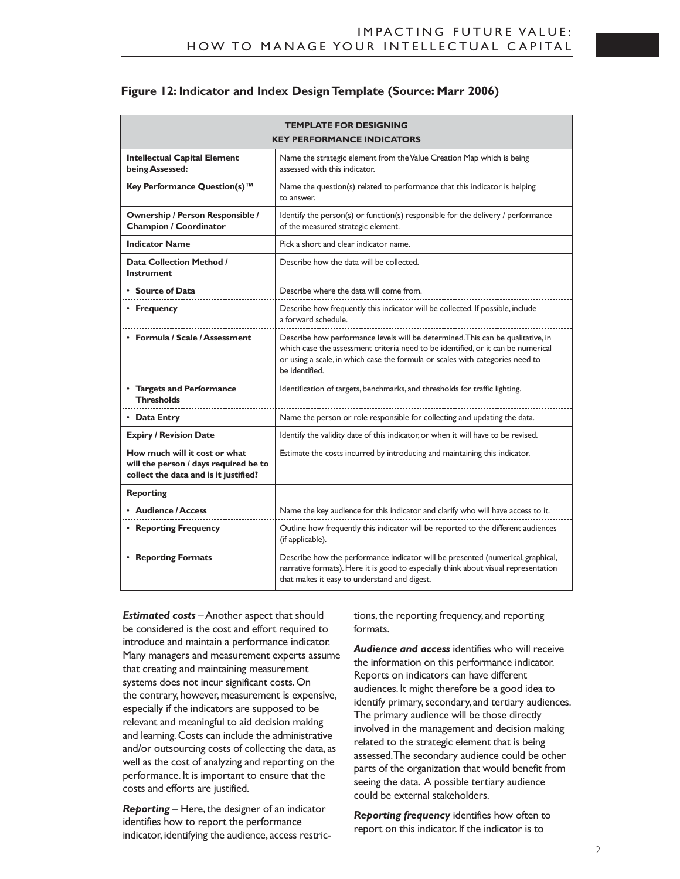**Figure 12: Indicator and Index Design Template (Source: Marr 2006)**

| TEMPLATE FOR DESIGNING KEY PERFORMANCE INDICATORS | |
|---|---|
| **Intellectual Capital Element being Assessed:** | Name the strategic element from the Value Creation Map which is being assessed with this indicator. |
| **Key Performance Question(s)™** | Name the question(s) related to performance that this indicator is helping to answer. |
| **Ownership / Person Responsible / Champion / Coordinator** | Identify the person(s) or function(s) responsible for the delivery / performance of the measured strategic element. |
| **Indicator Name** | Pick a short and clear indicator name. |
| **Data Collection Method / Instrument** | Describe how the data will be collected. |
| • **Source of Data** | Describe where the data will come from. |
| • **Frequency** | Describe how frequently this indicator will be collected. If possible, include a forward schedule. |
| • **Formula / Scale / Assessment** | Describe how performance levels will be determined. This can be qualitative, in which case the assessment criteria need to be identified, or it can be numerical or using a scale, in which case the formula or scales with categories need to be identified. |
| • **Targets and Performance Thresholds** | Identification of targets, benchmarks, and thresholds for traffic lighting. |
| • **Data Entry** | Name the person or role responsible for collecting and updating the data. |
| **Expiry / Revision Date** | Identify the validity date of this indicator, or when it will have to be revised. |
| **How much will it cost or what will the person / days required be to collect the data and is it justified?** | Estimate the costs incurred by introducing and maintaining this indicator. |
| **Reporting** | |
| • **Audience / Access** | Name the key audience for this indicator and clarify who will have access to it. |
| • **Reporting Frequency** | Outline how frequently this indicator will be reported to the different audiences (if applicable). |
| • **Reporting Formats** | Describe how the performance indicator will be presented (numerical, graphical, narrative formats). Here it is good to especially think about visual representation that makes it easy to understand and digest. |

***Estimated costs*** – Another aspect that should be considered is the cost and effort required to introduce and maintain a performance indicator. Many managers and measurement experts assume that creating and maintaining measurement systems does not incur significant costs. On the contrary, however, measurement is expensive, especially if the indicators are supposed to be relevant and meaningful to aid decision making and learning. Costs can include the administrative and/or outsourcing costs of collecting the data, as well as the cost of analyzing and reporting on the performance. It is important to ensure that the costs and efforts are justified.

***Reporting*** – Here, the designer of an indicator identifies how to report the performance indicator, identifying the audience, access restrictions, the reporting frequency, and reporting formats.

***Audience and access*** identifies who will receive the information on this performance indicator. Reports on indicators can have different audiences. It might therefore be a good idea to identify primary, secondary, and tertiary audiences. The primary audience will be those directly involved in the management and decision making related to the strategic element that is being assessed. The secondary audience could be other parts of the organization that would benefit from seeing the data. A possible tertiary audience could be external stakeholders.

***Reporting frequency*** identifies how often to report on this indicator. If the indicator is to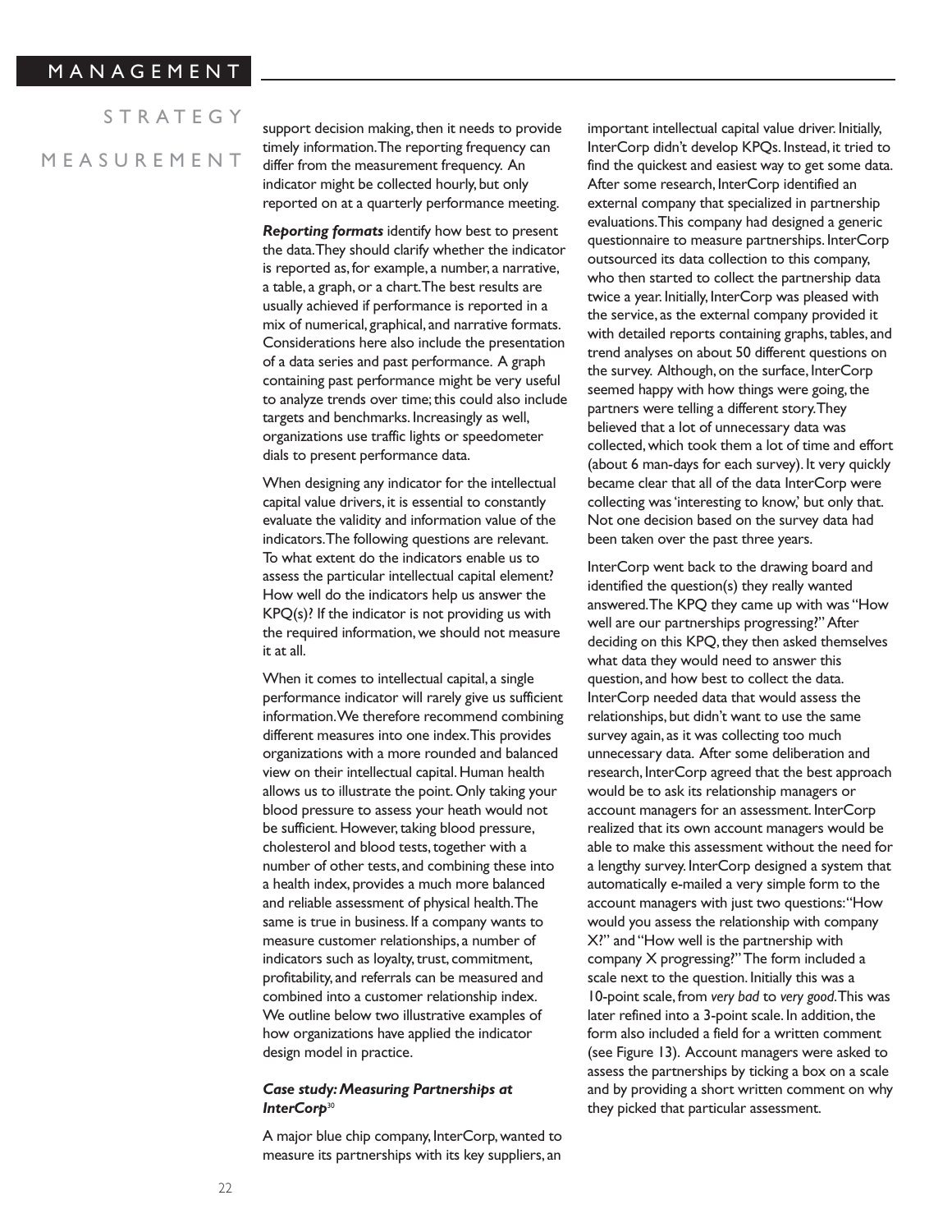support decision making, then it needs to provide timely information. The reporting frequency can differ from the measurement frequency. An indicator might be collected hourly, but only reported on at a quarterly performance meeting.

***Reporting formats*** identify how best to present the data. They should clarify whether the indicator is reported as, for example, a number, a narrative, a table, a graph, or a chart. The best results are usually achieved if performance is reported in a mix of numerical, graphical, and narrative formats. Considerations here also include the presentation of a data series and past performance. A graph containing past performance might be very useful to analyze trends over time; this could also include targets and benchmarks. Increasingly as well, organizations use traffic lights or speedometer dials to present performance data.

When designing any indicator for the intellectual capital value drivers, it is essential to constantly evaluate the validity and information value of the indicators. The following questions are relevant. To what extent do the indicators enable us to assess the particular intellectual capital element? How well do the indicators help us answer the KPQ(s)? If the indicator is not providing us with the required information, we should not measure it at all.

When it comes to intellectual capital, a single performance indicator will rarely give us sufficient information. We therefore recommend combining different measures into one index. This provides organizations with a more rounded and balanced view on their intellectual capital. Human health allows us to illustrate the point. Only taking your blood pressure to assess your heath would not be sufficient. However, taking blood pressure, cholesterol and blood tests, together with a number of other tests, and combining these into a health index, provides a much more balanced and reliable assessment of physical health. The same is true in business. If a company wants to measure customer relationships, a number of indicators such as loyalty, trust, commitment, profitability, and referrals can be measured and combined into a customer relationship index. We outline below two illustrative examples of how organizations have applied the indicator design model in practice.

### *Case study: Measuring Partnerships at InterCorp*[30]

A major blue chip company, InterCorp, wanted to measure its partnerships with its key suppliers, an important intellectual capital value driver. Initially, InterCorp didn't develop KPQs. Instead, it tried to find the quickest and easiest way to get some data. After some research, InterCorp identified an external company that specialized in partnership evaluations. This company had designed a generic questionnaire to measure partnerships. InterCorp outsourced its data collection to this company, who then started to collect the partnership data twice a year. Initially, InterCorp was pleased with the service, as the external company provided it with detailed reports containing graphs, tables, and trend analyses on about 50 different questions on the survey. Although, on the surface, InterCorp seemed happy with how things were going, the partners were telling a different story. They believed that a lot of unnecessary data was collected, which took them a lot of time and effort (about 6 man-days for each survey). It very quickly became clear that all of the data InterCorp were collecting was 'interesting to know,' but only that. Not one decision based on the survey data had been taken over the past three years.

InterCorp went back to the drawing board and identified the question(s) they really wanted answered. The KPQ they came up with was "How well are our partnerships progressing?" After deciding on this KPQ, they then asked themselves what data they would need to answer this question, and how best to collect the data. InterCorp needed data that would assess the relationships, but didn't want to use the same survey again, as it was collecting too much unnecessary data. After some deliberation and research, InterCorp agreed that the best approach would be to ask its relationship managers or account managers for an assessment. InterCorp realized that its own account managers would be able to make this assessment without the need for a lengthy survey. InterCorp designed a system that automatically e-mailed a very simple form to the account managers with just two questions: "How would you assess the relationship with company X?" and "How well is the partnership with company X progressing?" The form included a scale next to the question. Initially this was a 10-point scale, from *very bad* to *very good*. This was later refined into a 3-point scale. In addition, the form also included a field for a written comment (see Figure 13). Account managers were asked to assess the partnerships by ticking a box on a scale and by providing a short written comment on why they picked that particular assessment.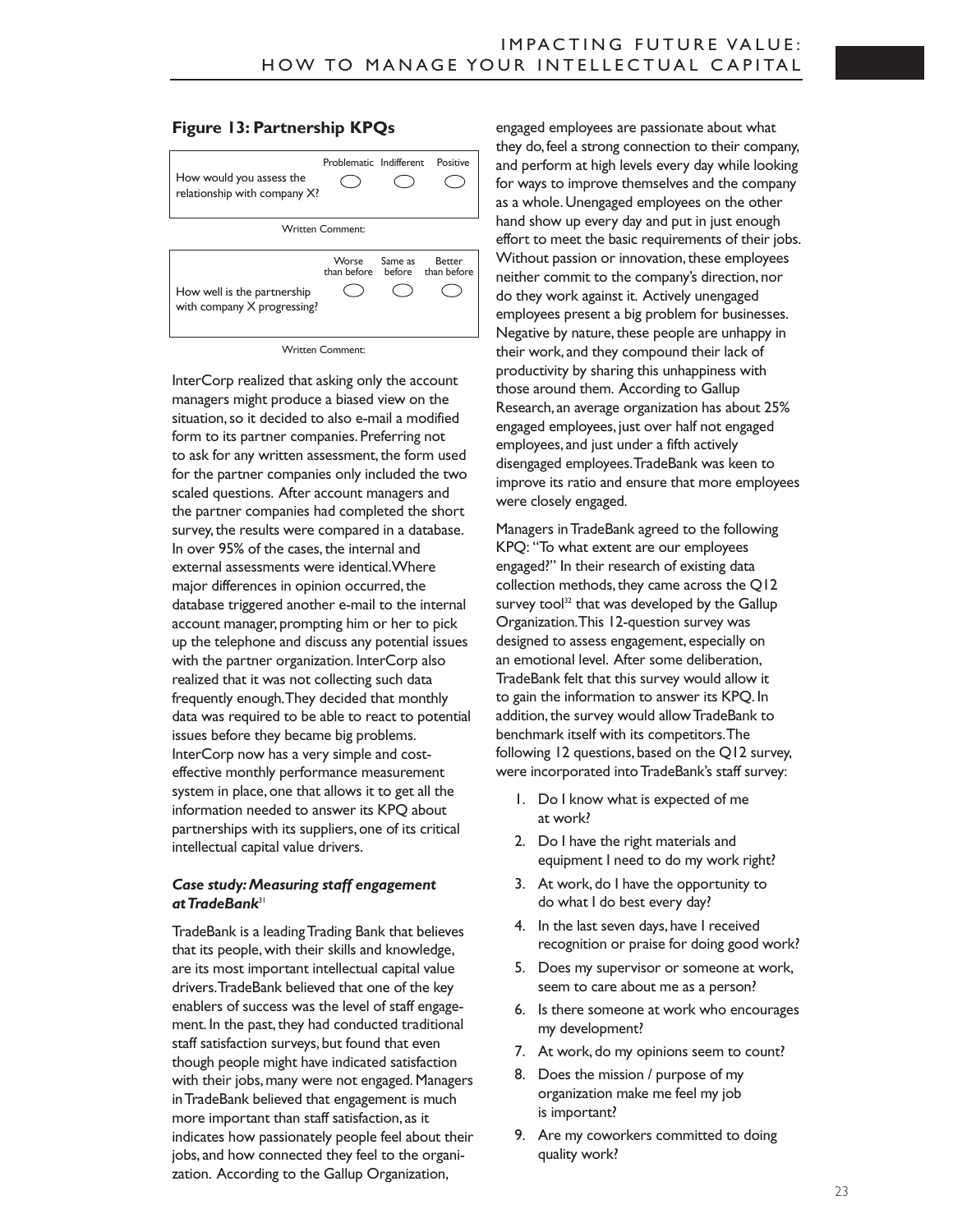### Figure 13: Partnership KPQs

| | Problematic | Indifferent | Positive |
|---|---|---|---|
| How would you assess the relationship with company X? | ◯ | ◯ | ◯ |

Written Comment:

| | Worse than before | Same as before | Better than before |
|---|---|---|---|
| How well is the partnership with company X progressing? | ◯ | ◯ | ◯ |

Written Comment:

InterCorp realized that asking only the account managers might produce a biased view on the situation, so it decided to also e-mail a modified form to its partner companies. Preferring not to ask for any written assessment, the form used for the partner companies only included the two scaled questions. After account managers and the partner companies had completed the short survey, the results were compared in a database. In over 95% of the cases, the internal and external assessments were identical. Where major differences in opinion occurred, the database triggered another e-mail to the internal account manager, prompting him or her to pick up the telephone and discuss any potential issues with the partner organization. InterCorp also realized that it was not collecting such data frequently enough. They decided that monthly data was required to be able to react to potential issues before they became big problems. InterCorp now has a very simple and cost-effective monthly performance measurement system in place, one that allows it to get all the information needed to answer its KPQ about partnerships with its suppliers, one of its critical intellectual capital value drivers.

#### *Case study: Measuring staff engagement at TradeBank*[31]

TradeBank is a leading Trading Bank that believes that its people, with their skills and knowledge, are its most important intellectual capital value drivers. TradeBank believed that one of the key enablers of success was the level of staff engagement. In the past, they had conducted traditional staff satisfaction surveys, but found that even though people might have indicated satisfaction with their jobs, many were not engaged. Managers in TradeBank believed that engagement is much more important than staff satisfaction, as it indicates how passionately people feel about their jobs, and how connected they feel to the organization. According to the Gallup Organization, engaged employees are passionate about what they do, feel a strong connection to their company, and perform at high levels every day while looking for ways to improve themselves and the company as a whole. Unengaged employees on the other hand show up every day and put in just enough effort to meet the basic requirements of their jobs. Without passion or innovation, these employees neither commit to the company's direction, nor do they work against it. Actively unengaged employees present a big problem for businesses. Negative by nature, these people are unhappy in their work, and they compound their lack of productivity by sharing this unhappiness with those around them. According to Gallup Research, an average organization has about 25% engaged employees, just over half not engaged employees, and just under a fifth actively disengaged employees. TradeBank was keen to improve its ratio and ensure that more employees were closely engaged.

Managers in TradeBank agreed to the following KPQ: "To what extent are our employees engaged?" In their research of existing data collection methods, they came across the Q12 survey tool[32] that was developed by the Gallup Organization. This 12-question survey was designed to assess engagement, especially on an emotional level. After some deliberation, TradeBank felt that this survey would allow it to gain the information to answer its KPQ. In addition, the survey would allow TradeBank to benchmark itself with its competitors. The following 12 questions, based on the Q12 survey, were incorporated into TradeBank's staff survey:

1. Do I know what is expected of me at work?
2. Do I have the right materials and equipment I need to do my work right?
3. At work, do I have the opportunity to do what I do best every day?
4. In the last seven days, have I received recognition or praise for doing good work?
5. Does my supervisor or someone at work, seem to care about me as a person?
6. Is there someone at work who encourages my development?
7. At work, do my opinions seem to count?
8. Does the mission / purpose of my organization make me feel my job is important?
9. Are my coworkers committed to doing quality work?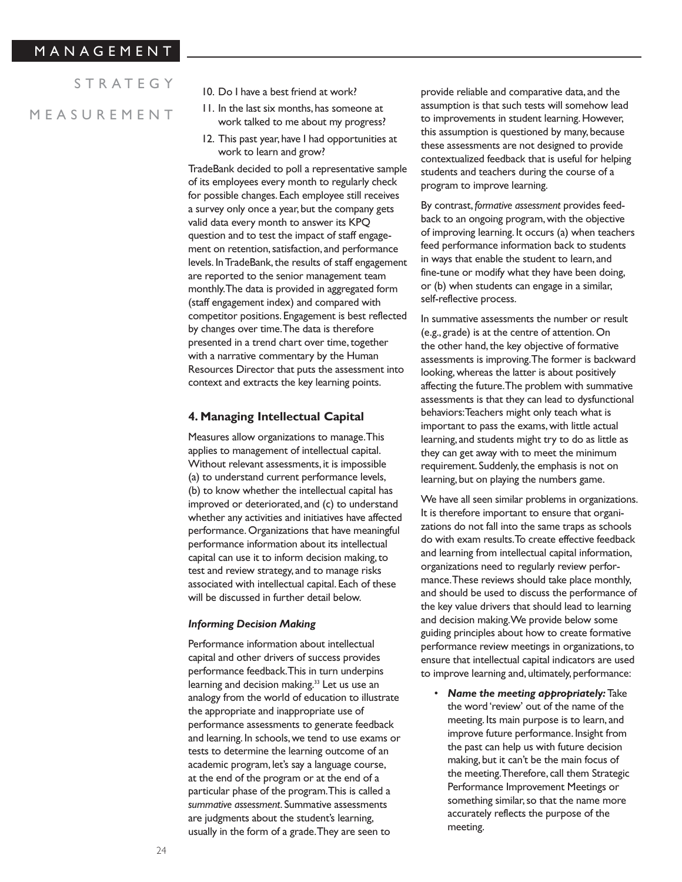10. Do I have a best friend at work?
11. In the last six months, has someone at work talked to me about my progress?
12. This past year, have I had opportunities at work to learn and grow?

TradeBank decided to poll a representative sample of its employees every month to regularly check for possible changes. Each employee still receives a survey only once a year, but the company gets valid data every month to answer its KPQ question and to test the impact of staff engagement on retention, satisfaction, and performance levels. In TradeBank, the results of staff engagement are reported to the senior management team monthly. The data is provided in aggregated form (staff engagement index) and compared with competitor positions. Engagement is best reflected by changes over time. The data is therefore presented in a trend chart over time, together with a narrative commentary by the Human Resources Director that puts the assessment into context and extracts the key learning points.

## 4. Managing Intellectual Capital

Measures allow organizations to manage. This applies to management of intellectual capital. Without relevant assessments, it is impossible (a) to understand current performance levels, (b) to know whether the intellectual capital has improved or deteriorated, and (c) to understand whether any activities and initiatives have affected performance. Organizations that have meaningful performance information about its intellectual capital can use it to inform decision making, to test and review strategy, and to manage risks associated with intellectual capital. Each of these will be discussed in further detail below.

### *Informing Decision Making*

Performance information about intellectual capital and other drivers of success provides performance feedback. This in turn underpins learning and decision making.[33] Let us use an analogy from the world of education to illustrate the appropriate and inappropriate use of performance assessments to generate feedback and learning. In schools, we tend to use exams or tests to determine the learning outcome of an academic program, let's say a language course, at the end of the program or at the end of a particular phase of the program. This is called a *summative assessment*. Summative assessments are judgments about the student's learning, usually in the form of a grade. They are seen to provide reliable and comparative data, and the assumption is that such tests will somehow lead to improvements in student learning. However, this assumption is questioned by many, because these assessments are not designed to provide contextualized feedback that is useful for helping students and teachers during the course of a program to improve learning.

By contrast, *formative assessment* provides feedback to an ongoing program, with the objective of improving learning. It occurs (a) when teachers feed performance information back to students in ways that enable the student to learn, and fine-tune or modify what they have been doing, or (b) when students can engage in a similar, self-reflective process.

In summative assessments the number or result (e.g., grade) is at the centre of attention. On the other hand, the key objective of formative assessments is improving. The former is backward looking, whereas the latter is about positively affecting the future. The problem with summative assessments is that they can lead to dysfunctional behaviors: Teachers might only teach what is important to pass the exams, with little actual learning, and students might try to do as little as they can get away with to meet the minimum requirement. Suddenly, the emphasis is not on learning, but on playing the numbers game.

We have all seen similar problems in organizations. It is therefore important to ensure that organizations do not fall into the same traps as schools do with exam results. To create effective feedback and learning from intellectual capital information, organizations need to regularly review performance. These reviews should take place monthly, and should be used to discuss the performance of the key value drivers that should lead to learning and decision making. We provide below some guiding principles about how to create formative performance review meetings in organizations, to ensure that intellectual capital indicators are used to improve learning and, ultimately, performance:

- ***Name the meeting appropriately:*** Take the word 'review' out of the name of the meeting. Its main purpose is to learn, and improve future performance. Insight from the past can help us with future decision making, but it can't be the main focus of the meeting. Therefore, call them Strategic Performance Improvement Meetings or something similar, so that the name more accurately reflects the purpose of the meeting.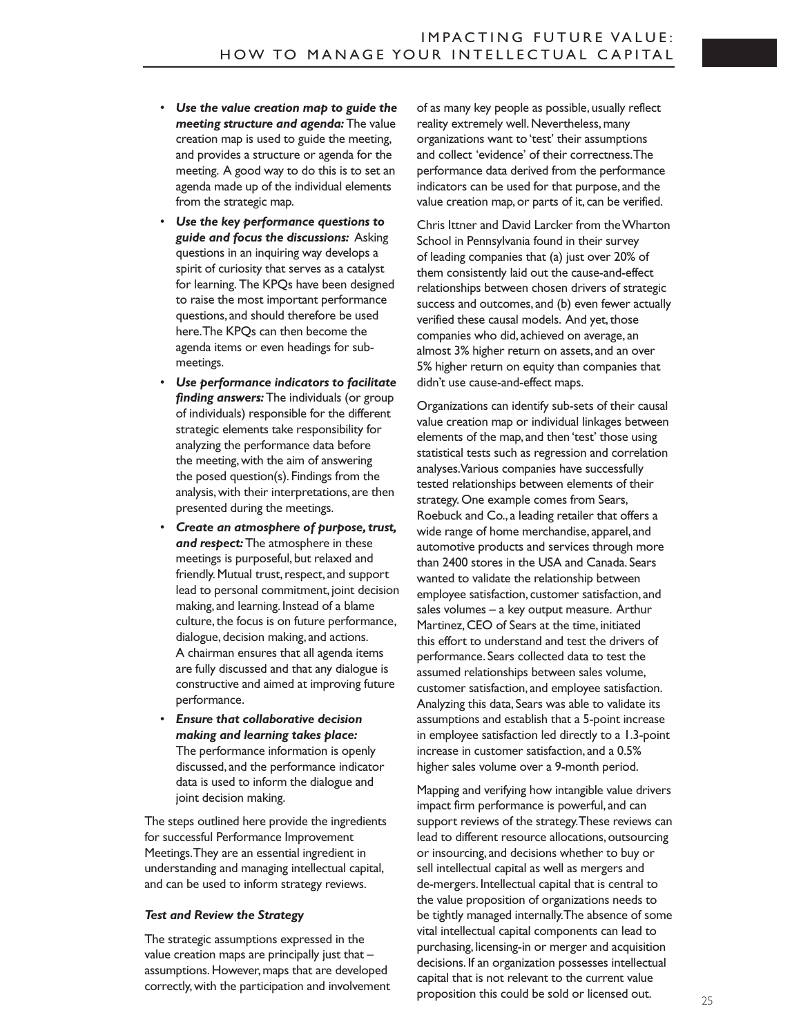- ***Use the value creation map to guide the meeting structure and agenda:*** The value creation map is used to guide the meeting, and provides a structure or agenda for the meeting. A good way to do this is to set an agenda made up of the individual elements from the strategic map.
- ***Use the key performance questions to guide and focus the discussions:*** Asking questions in an inquiring way develops a spirit of curiosity that serves as a catalyst for learning. The KPQs have been designed to raise the most important performance questions, and should therefore be used here. The KPQs can then become the agenda items or even headings for sub-meetings.
- ***Use performance indicators to facilitate finding answers:*** The individuals (or group of individuals) responsible for the different strategic elements take responsibility for analyzing the performance data before the meeting, with the aim of answering the posed question(s). Findings from the analysis, with their interpretations, are then presented during the meetings.
- ***Create an atmosphere of purpose, trust, and respect:*** The atmosphere in these meetings is purposeful, but relaxed and friendly. Mutual trust, respect, and support lead to personal commitment, joint decision making, and learning. Instead of a blame culture, the focus is on future performance, dialogue, decision making, and actions. A chairman ensures that all agenda items are fully discussed and that any dialogue is constructive and aimed at improving future performance.
- ***Ensure that collaborative decision making and learning takes place:*** The performance information is openly discussed, and the performance indicator data is used to inform the dialogue and joint decision making.

The steps outlined here provide the ingredients for successful Performance Improvement Meetings. They are an essential ingredient in understanding and managing intellectual capital, and can be used to inform strategy reviews.

### *Test and Review the Strategy*

The strategic assumptions expressed in the value creation maps are principally just that – assumptions. However, maps that are developed correctly, with the participation and involvement of as many key people as possible, usually reflect reality extremely well. Nevertheless, many organizations want to 'test' their assumptions and collect 'evidence' of their correctness. The performance data derived from the performance indicators can be used for that purpose, and the value creation map, or parts of it, can be verified.

Chris Ittner and David Larcker from the Wharton School in Pennsylvania found in their survey of leading companies that (a) just over 20% of them consistently laid out the cause-and-effect relationships between chosen drivers of strategic success and outcomes, and (b) even fewer actually verified these causal models. And yet, those companies who did, achieved on average, an almost 3% higher return on assets, and an over 5% higher return on equity than companies that didn't use cause-and-effect maps.

Organizations can identify sub-sets of their causal value creation map or individual linkages between elements of the map, and then 'test' those using statistical tests such as regression and correlation analyses. Various companies have successfully tested relationships between elements of their strategy. One example comes from Sears, Roebuck and Co., a leading retailer that offers a wide range of home merchandise, apparel, and automotive products and services through more than 2400 stores in the USA and Canada. Sears wanted to validate the relationship between employee satisfaction, customer satisfaction, and sales volumes – a key output measure. Arthur Martinez, CEO of Sears at the time, initiated this effort to understand and test the drivers of performance. Sears collected data to test the assumed relationships between sales volume, customer satisfaction, and employee satisfaction. Analyzing this data, Sears was able to validate its assumptions and establish that a 5-point increase in employee satisfaction led directly to a 1.3-point increase in customer satisfaction, and a 0.5% higher sales volume over a 9-month period.

Mapping and verifying how intangible value drivers impact firm performance is powerful, and can support reviews of the strategy. These reviews can lead to different resource allocations, outsourcing or insourcing, and decisions whether to buy or sell intellectual capital as well as mergers and de-mergers. Intellectual capital that is central to the value proposition of organizations needs to be tightly managed internally. The absence of some vital intellectual capital components can lead to purchasing, licensing-in or merger and acquisition decisions. If an organization possesses intellectual capital that is not relevant to the current value proposition this could be sold or licensed out.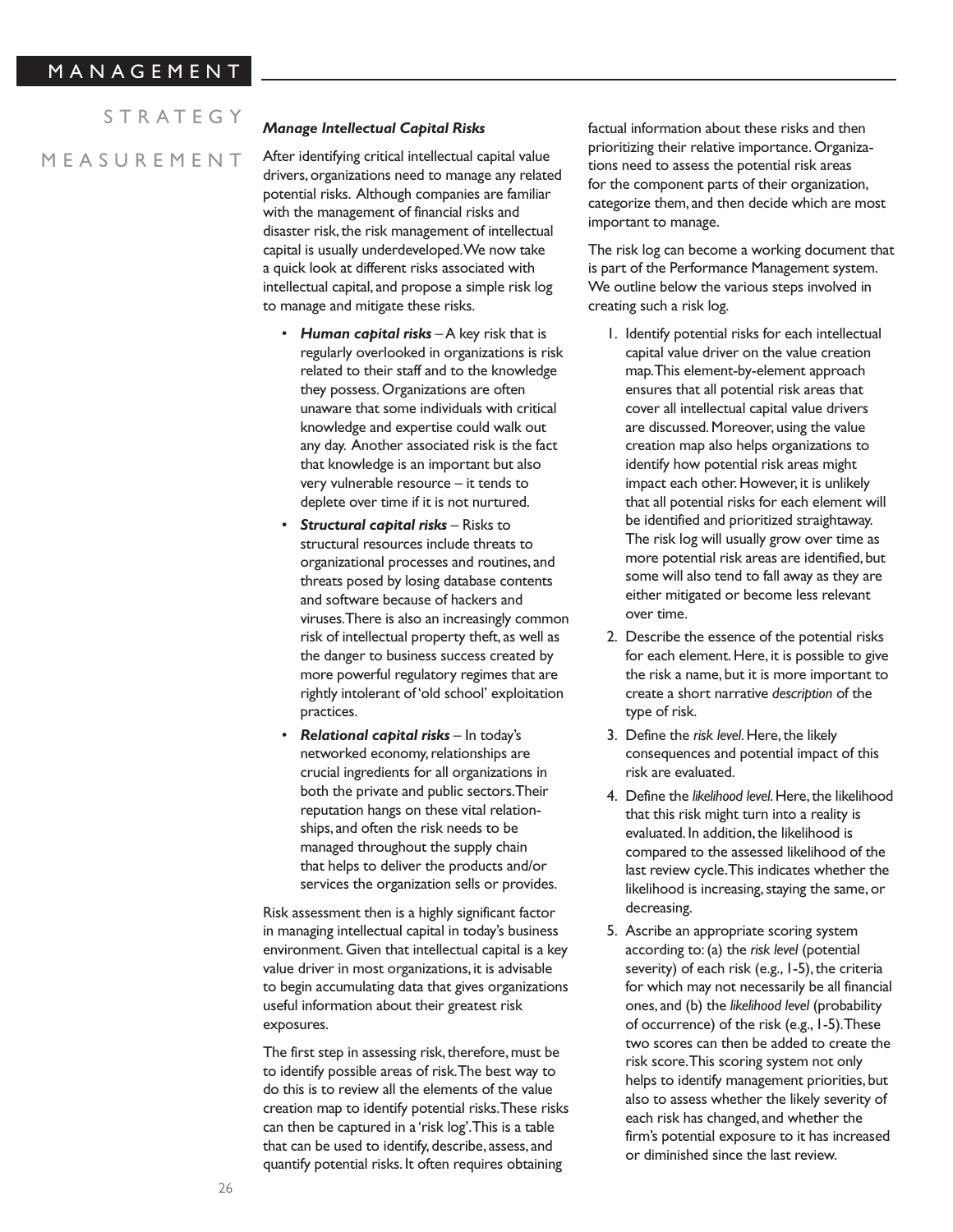### Manage Intellectual Capital Risks

After identifying critical intellectual capital value drivers, organizations need to manage any related potential risks. Although companies are familiar with the management of financial risks and disaster risk, the risk management of intellectual capital is usually underdeveloped. We now take a quick look at different risks associated with intellectual capital, and propose a simple risk log to manage and mitigate these risks.

- ***Human capital risks*** – A key risk that is regularly overlooked in organizations is risk related to their staff and to the knowledge they possess. Organizations are often unaware that some individuals with critical knowledge and expertise could walk out any day. Another associated risk is the fact that knowledge is an important but also very vulnerable resource – it tends to deplete over time if it is not nurtured.
- ***Structural capital risks*** – Risks to structural resources include threats to organizational processes and routines, and threats posed by losing database contents and software because of hackers and viruses. There is also an increasingly common risk of intellectual property theft, as well as the danger to business success created by more powerful regulatory regimes that are rightly intolerant of 'old school' exploitation practices.
- ***Relational capital risks*** – In today's networked economy, relationships are crucial ingredients for all organizations in both the private and public sectors. Their reputation hangs on these vital relationships, and often the risk needs to be managed throughout the supply chain that helps to deliver the products and/or services the organization sells or provides.

Risk assessment then is a highly significant factor in managing intellectual capital in today's business environment. Given that intellectual capital is a key value driver in most organizations, it is advisable to begin accumulating data that gives organizations useful information about their greatest risk exposures.

The first step in assessing risk, therefore, must be to identify possible areas of risk. The best way to do this is to review all the elements of the value creation map to identify potential risks. These risks can then be captured in a 'risk log'. This is a table that can be used to identify, describe, assess, and quantify potential risks. It often requires obtaining factual information about these risks and then prioritizing their relative importance. Organizations need to assess the potential risk areas for the component parts of their organization, categorize them, and then decide which are most important to manage.

The risk log can become a working document that is part of the Performance Management system. We outline below the various steps involved in creating such a risk log.

1. Identify potential risks for each intellectual capital value driver on the value creation map. This element-by-element approach ensures that all potential risk areas that cover all intellectual capital value drivers are discussed. Moreover, using the value creation map also helps organizations to identify how potential risk areas might impact each other. However, it is unlikely that all potential risks for each element will be identified and prioritized straightaway. The risk log will usually grow over time as more potential risk areas are identified, but some will also tend to fall away as they are either mitigated or become less relevant over time.
2. Describe the essence of the potential risks for each element. Here, it is possible to give the risk a name, but it is more important to create a short narrative *description* of the type of risk.
3. Define the *risk level*. Here, the likely consequences and potential impact of this risk are evaluated.
4. Define the *likelihood level*. Here, the likelihood that this risk might turn into a reality is evaluated. In addition, the likelihood is compared to the assessed likelihood of the last review cycle. This indicates whether the likelihood is increasing, staying the same, or decreasing.
5. Ascribe an appropriate scoring system according to: (a) the *risk level* (potential severity) of each risk (e.g., 1-5), the criteria for which may not necessarily be all financial ones, and (b) the *likelihood level* (probability of occurrence) of the risk (e.g., 1-5). These two scores can then be added to create the risk score. This scoring system not only helps to identify management priorities, but also to assess whether the likely severity of each risk has changed, and whether the firm's potential exposure to it has increased or diminished since the last review.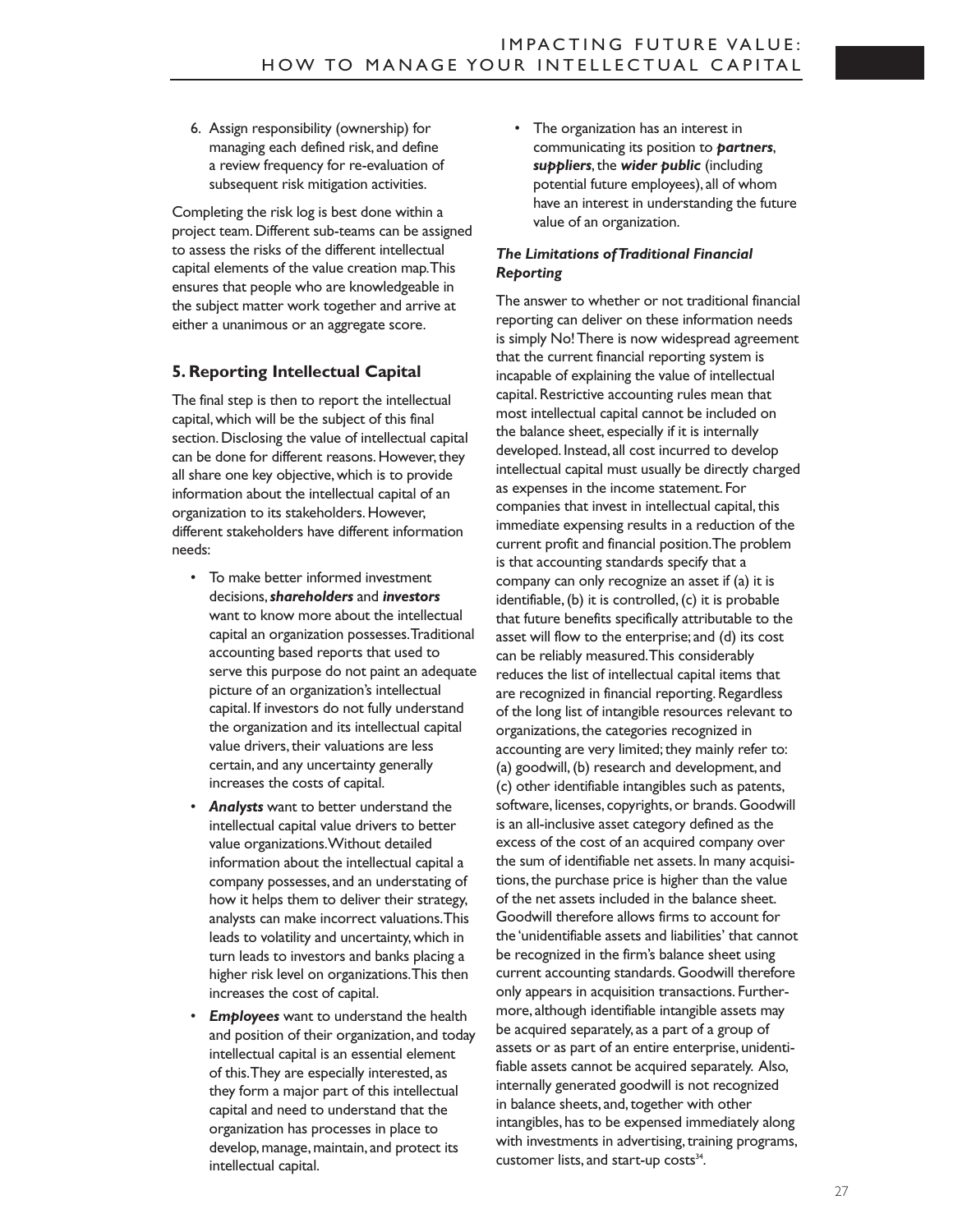6. Assign responsibility (ownership) for managing each defined risk, and define a review frequency for re-evaluation of subsequent risk mitigation activities.

Completing the risk log is best done within a project team. Different sub-teams can be assigned to assess the risks of the different intellectual capital elements of the value creation map. This ensures that people who are knowledgeable in the subject matter work together and arrive at either a unanimous or an aggregate score.

## 5. Reporting Intellectual Capital

The final step is then to report the intellectual capital, which will be the subject of this final section. Disclosing the value of intellectual capital can be done for different reasons. However, they all share one key objective, which is to provide information about the intellectual capital of an organization to its stakeholders. However, different stakeholders have different information needs:

- To make better informed investment decisions, ***shareholders*** and ***investors*** want to know more about the intellectual capital an organization possesses. Traditional accounting based reports that used to serve this purpose do not paint an adequate picture of an organization's intellectual capital. If investors do not fully understand the organization and its intellectual capital value drivers, their valuations are less certain, and any uncertainty generally increases the costs of capital.
- ***Analysts*** want to better understand the intellectual capital value drivers to better value organizations. Without detailed information about the intellectual capital a company possesses, and an understating of how it helps them to deliver their strategy, analysts can make incorrect valuations. This leads to volatility and uncertainty, which in turn leads to investors and banks placing a higher risk level on organizations. This then increases the cost of capital.
- ***Employees*** want to understand the health and position of their organization, and today intellectual capital is an essential element of this. They are especially interested, as they form a major part of this intellectual capital and need to understand that the organization has processes in place to develop, manage, maintain, and protect its intellectual capital.
- The organization has an interest in communicating its position to ***partners***, ***suppliers***, the ***wider public*** (including potential future employees), all of whom have an interest in understanding the future value of an organization.

### *The Limitations of Traditional Financial Reporting*

The answer to whether or not traditional financial reporting can deliver on these information needs is simply No! There is now widespread agreement that the current financial reporting system is incapable of explaining the value of intellectual capital. Restrictive accounting rules mean that most intellectual capital cannot be included on the balance sheet, especially if it is internally developed. Instead, all cost incurred to develop intellectual capital must usually be directly charged as expenses in the income statement. For companies that invest in intellectual capital, this immediate expensing results in a reduction of the current profit and financial position. The problem is that accounting standards specify that a company can only recognize an asset if (a) it is identifiable, (b) it is controlled, (c) it is probable that future benefits specifically attributable to the asset will flow to the enterprise; and (d) its cost can be reliably measured. This considerably reduces the list of intellectual capital items that are recognized in financial reporting. Regardless of the long list of intangible resources relevant to organizations, the categories recognized in accounting are very limited; they mainly refer to: (a) goodwill, (b) research and development, and (c) other identifiable intangibles such as patents, software, licenses, copyrights, or brands. Goodwill is an all-inclusive asset category defined as the excess of the cost of an acquired company over the sum of identifiable net assets. In many acquisitions, the purchase price is higher than the value of the net assets included in the balance sheet. Goodwill therefore allows firms to account for the 'unidentifiable assets and liabilities' that cannot be recognized in the firm's balance sheet using current accounting standards. Goodwill therefore only appears in acquisition transactions. Furthermore, although identifiable intangible assets may be acquired separately, as a part of a group of assets or as part of an entire enterprise, unidentifiable assets cannot be acquired separately. Also, internally generated goodwill is not recognized in balance sheets, and, together with other intangibles, has to be expensed immediately along with investments in advertising, training programs, customer lists, and start-up costs[34].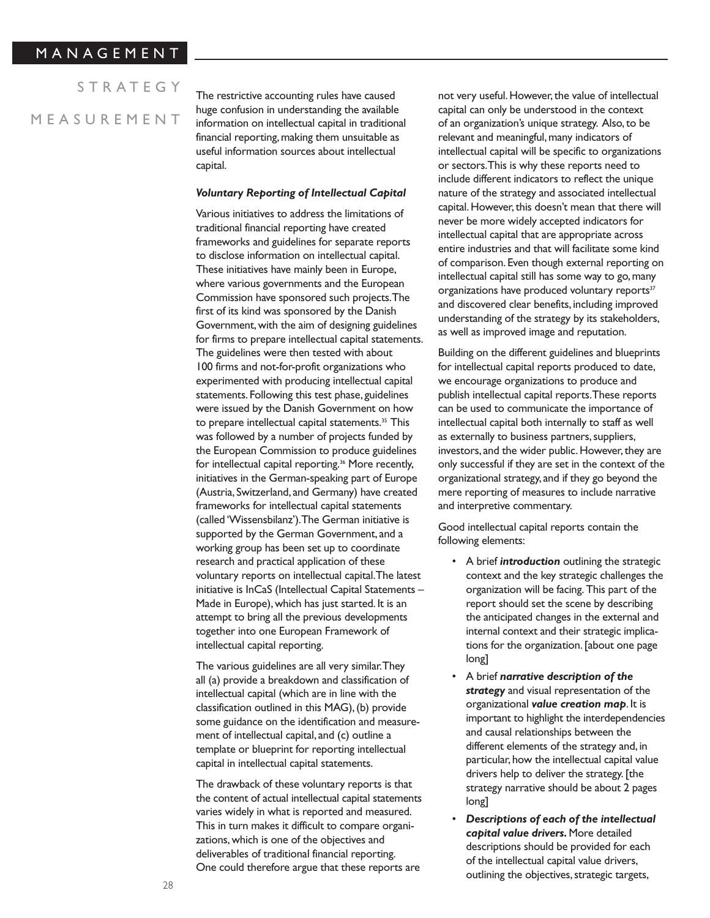The restrictive accounting rules have caused huge confusion in understanding the available information on intellectual capital in traditional financial reporting, making them unsuitable as useful information sources about intellectual capital.

### *Voluntary Reporting of Intellectual Capital*

Various initiatives to address the limitations of traditional financial reporting have created frameworks and guidelines for separate reports to disclose information on intellectual capital. These initiatives have mainly been in Europe, where various governments and the European Commission have sponsored such projects. The first of its kind was sponsored by the Danish Government, with the aim of designing guidelines for firms to prepare intellectual capital statements. The guidelines were then tested with about 100 firms and not-for-profit organizations who experimented with producing intellectual capital statements. Following this test phase, guidelines were issued by the Danish Government on how to prepare intellectual capital statements.[35] This was followed by a number of projects funded by the European Commission to produce guidelines for intellectual capital reporting.[36] More recently, initiatives in the German-speaking part of Europe (Austria, Switzerland, and Germany) have created frameworks for intellectual capital statements (called 'Wissensbilanz'). The German initiative is supported by the German Government, and a working group has been set up to coordinate research and practical application of these voluntary reports on intellectual capital. The latest initiative is InCaS (Intellectual Capital Statements – Made in Europe), which has just started. It is an attempt to bring all the previous developments together into one European Framework of intellectual capital reporting.

The various guidelines are all very similar. They all (a) provide a breakdown and classification of intellectual capital (which are in line with the classification outlined in this MAG), (b) provide some guidance on the identification and measurement of intellectual capital, and (c) outline a template or blueprint for reporting intellectual capital in intellectual capital statements.

The drawback of these voluntary reports is that the content of actual intellectual capital statements varies widely in what is reported and measured. This in turn makes it difficult to compare organizations, which is one of the objectives and deliverables of traditional financial reporting. One could therefore argue that these reports are not very useful. However, the value of intellectual capital can only be understood in the context of an organization's unique strategy. Also, to be relevant and meaningful, many indicators of intellectual capital will be specific to organizations or sectors. This is why these reports need to include different indicators to reflect the unique nature of the strategy and associated intellectual capital. However, this doesn't mean that there will never be more widely accepted indicators for intellectual capital that are appropriate across entire industries and that will facilitate some kind of comparison. Even though external reporting on intellectual capital still has some way to go, many organizations have produced voluntary reports[37] and discovered clear benefits, including improved understanding of the strategy by its stakeholders, as well as improved image and reputation.

Building on the different guidelines and blueprints for intellectual capital reports produced to date, we encourage organizations to produce and publish intellectual capital reports. These reports can be used to communicate the importance of intellectual capital both internally to staff as well as externally to business partners, suppliers, investors, and the wider public. However, they are only successful if they are set in the context of the organizational strategy, and if they go beyond the mere reporting of measures to include narrative and interpretive commentary.

Good intellectual capital reports contain the following elements:

- A brief ***introduction*** outlining the strategic context and the key strategic challenges the organization will be facing. This part of the report should set the scene by describing the anticipated changes in the external and internal context and their strategic implications for the organization. [about one page long]
- A brief ***narrative description of the strategy*** and visual representation of the organizational ***value creation map***. It is important to highlight the interdependencies and causal relationships between the different elements of the strategy and, in particular, how the intellectual capital value drivers help to deliver the strategy. [the strategy narrative should be about 2 pages long]
- ***Descriptions of each of the intellectual capital value drivers.*** More detailed descriptions should be provided for each of the intellectual capital value drivers, outlining the objectives, strategic targets,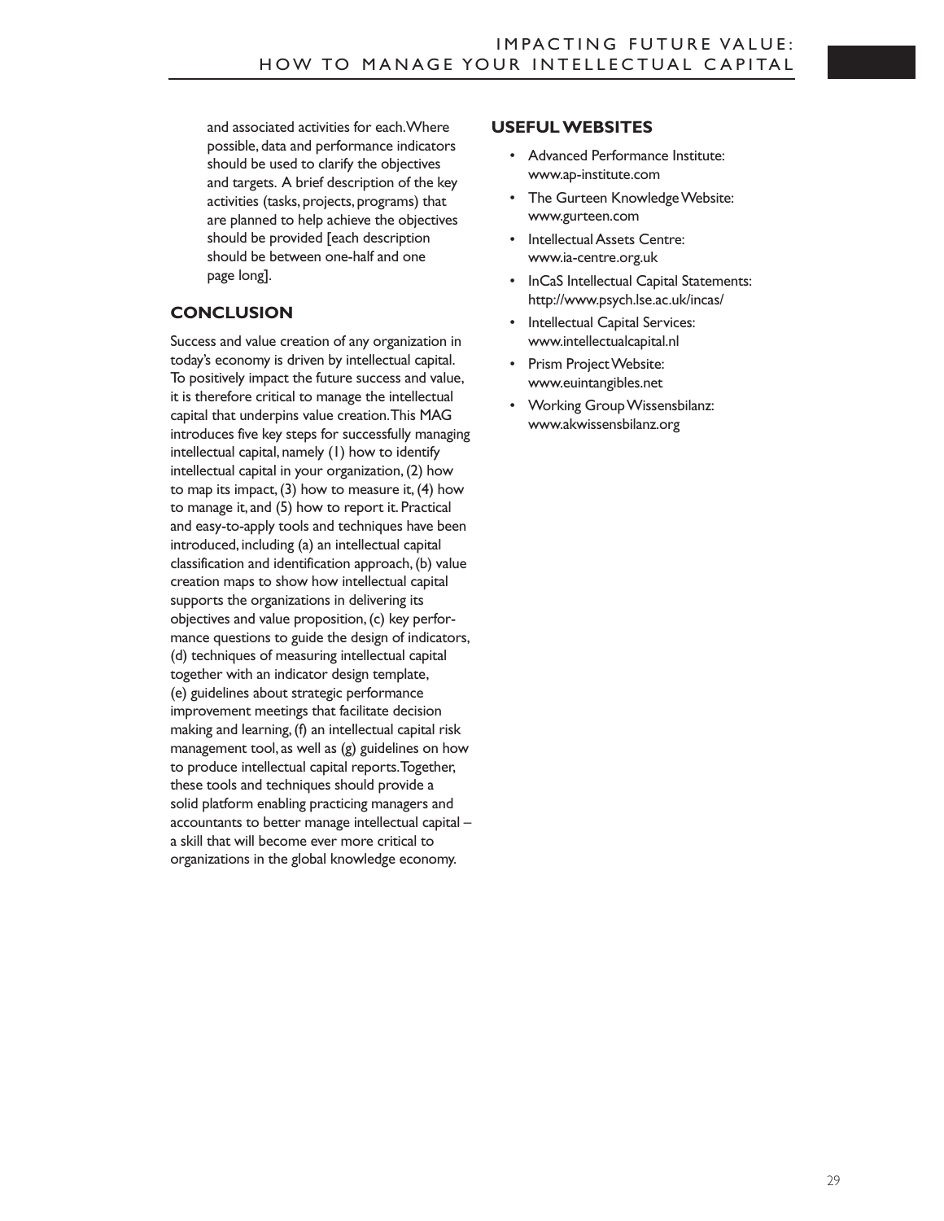and associated activities for each. Where possible, data and performance indicators should be used to clarify the objectives and targets. A brief description of the key activities (tasks, projects, programs) that are planned to help achieve the objectives should be provided [each description should be between one-half and one page long].

## CONCLUSION

Success and value creation of any organization in today's economy is driven by intellectual capital. To positively impact the future success and value, it is therefore critical to manage the intellectual capital that underpins value creation. This MAG introduces five key steps for successfully managing intellectual capital, namely (1) how to identify intellectual capital in your organization, (2) how to map its impact, (3) how to measure it, (4) how to manage it, and (5) how to report it. Practical and easy-to-apply tools and techniques have been introduced, including (a) an intellectual capital classification and identification approach, (b) value creation maps to show how intellectual capital supports the organizations in delivering its objectives and value proposition, (c) key performance questions to guide the design of indicators, (d) techniques of measuring intellectual capital together with an indicator design template, (e) guidelines about strategic performance improvement meetings that facilitate decision making and learning, (f) an intellectual capital risk management tool, as well as (g) guidelines on how to produce intellectual capital reports. Together, these tools and techniques should provide a solid platform enabling practicing managers and accountants to better manage intellectual capital – a skill that will become ever more critical to organizations in the global knowledge economy.

## USEFUL WEBSITES

- Advanced Performance Institute: www.ap-institute.com
- The Gurteen Knowledge Website: www.gurteen.com
- Intellectual Assets Centre: www.ia-centre.org.uk
- InCaS Intellectual Capital Statements: http://www.psych.lse.ac.uk/incas/
- Intellectual Capital Services: www.intellectualcapital.nl
- Prism Project Website: www.euintangibles.net
- Working Group Wissensbilanz: www.akwissensbilanz.org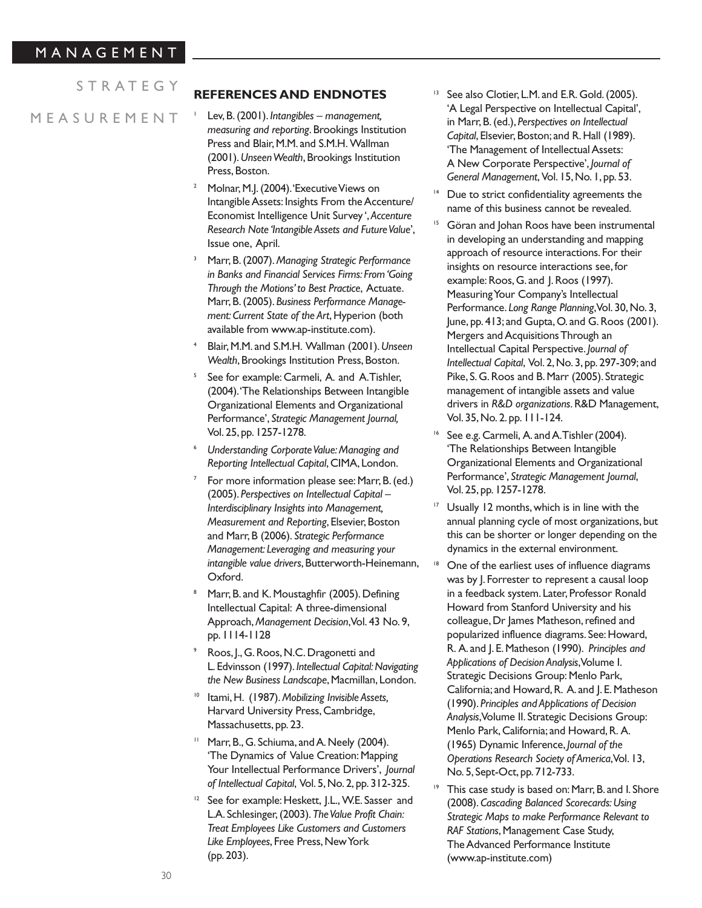## REFERENCES AND ENDNOTES

1. Lev, B. (2001). *Intangibles – management, measuring and reporting*. Brookings Institution Press and Blair, M.M. and S.M.H. Wallman (2001). *Unseen Wealth*, Brookings Institution Press, Boston.
2. Molnar, M.J. (2004). 'Executive Views on Intangible Assets: Insights From the Accenture/ Economist Intelligence Unit Survey ', *Accenture Research Note 'Intangible Assets and Future Value'*, Issue one, April.
3. Marr, B. (2007). *Managing Strategic Performance in Banks and Financial Services Firms: From 'Going Through the Motions' to Best Practice*, Actuate. Marr, B. (2005). *Business Performance Management: Current State of the Art*, Hyperion (both available from www.ap-institute.com).
4. Blair, M.M. and S.M.H. Wallman (2001). *Unseen Wealth*, Brookings Institution Press, Boston.
5. See for example: Carmeli, A. and A. Tishler, (2004). 'The Relationships Between Intangible Organizational Elements and Organizational Performance', *Strategic Management Journal,* Vol. 25, pp. 1257-1278.
6. *Understanding Corporate Value: Managing and Reporting Intellectual Capital*, CIMA, London.
7. For more information please see: Marr, B. (ed.) (2005). *Perspectives on Intellectual Capital – Interdisciplinary Insights into Management, Measurement and Reporting*, Elsevier, Boston and Marr, B (2006). *Strategic Performance Management: Leveraging and measuring your intangible value drivers*, Butterworth-Heinemann, Oxford.
8. Marr, B. and K. Moustaghfir (2005). Defining Intellectual Capital: A three-dimensional Approach, *Management Decision*, Vol. 43 No. 9, pp. 1114-1128
9. Roos, J., G. Roos, N.C. Dragonetti and L. Edvinsson (1997). *Intellectual Capital: Navigating the New Business Landscape*, Macmillan, London.
10. Itami, H. (1987). *Mobilizing Invisible Assets,* Harvard University Press, Cambridge, Massachusetts, pp. 23.
11. Marr, B., G. Schiuma, and A. Neely (2004). 'The Dynamics of Value Creation: Mapping Your Intellectual Performance Drivers', *Journal of Intellectual Capital*, Vol. 5, No. 2, pp. 312-325.
12. See for example: Heskett, J.L., W.E. Sasser and L.A. Schlesinger, (2003). *The Value Profit Chain: Treat Employees Like Customers and Customers Like Employees*, Free Press, New York (pp. 203).
13. See also Clotier, L.M. and E.R. Gold. (2005). 'A Legal Perspective on Intellectual Capital', in Marr, B. (ed.), *Perspectives on Intellectual Capital*, Elsevier, Boston; and R. Hall (1989). 'The Management of Intellectual Assets: A New Corporate Perspective', *Journal of General Management*, Vol. 15, No. 1, pp. 53.
14. Due to strict confidentiality agreements the name of this business cannot be revealed.
15. Göran and Johan Roos have been instrumental in developing an understanding and mapping approach of resource interactions. For their insights on resource interactions see, for example: Roos, G. and J. Roos (1997). Measuring Your Company's Intellectual Performance. *Long Range Planning*, Vol. 30, No. 3, June, pp. 413; and Gupta, O. and G. Roos (2001). Mergers and Acquisitions Through an Intellectual Capital Perspective. *Journal of Intellectual Capital*, Vol. 2, No. 3, pp. 297-309; and Pike, S. G. Roos and B. Marr (2005). Strategic management of intangible assets and value drivers in *R&D organizations*. R&D Management, Vol. 35, No. 2. pp. 111-124.
16. See e.g. Carmeli, A. and A. Tishler (2004). 'The Relationships Between Intangible Organizational Elements and Organizational Performance', *Strategic Management Journal*, Vol. 25, pp. 1257-1278.
17. Usually 12 months, which is in line with the annual planning cycle of most organizations, but this can be shorter or longer depending on the dynamics in the external environment.
18. One of the earliest uses of influence diagrams was by J. Forrester to represent a causal loop in a feedback system. Later, Professor Ronald Howard from Stanford University and his colleague, Dr James Matheson, refined and popularized influence diagrams. See: Howard, R. A. and J. E. Matheson (1990). *Principles and Applications of Decision Analysis*, Volume I. Strategic Decisions Group: Menlo Park, California; and Howard, R. A. and J. E. Matheson (1990). *Principles and Applications of Decision Analysis*, Volume II. Strategic Decisions Group: Menlo Park, California; and Howard, R. A. (1965) Dynamic Inference, *Journal of the Operations Research Society of America*, Vol. 13, No. 5, Sept-Oct, pp. 712-733.
19. This case study is based on: Marr, B. and I. Shore (2008). *Cascading Balanced Scorecards: Using Strategic Maps to make Performance Relevant to RAF Stations*, Management Case Study, The Advanced Performance Institute (www.ap-institute.com)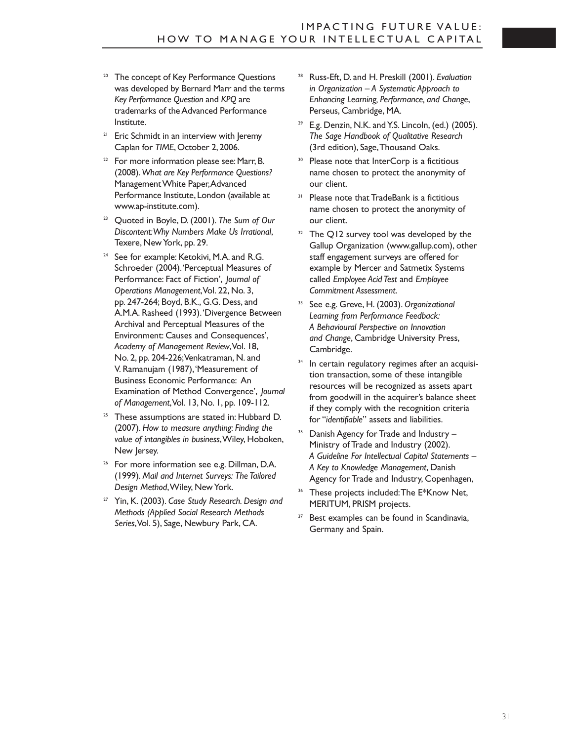[20] The concept of Key Performance Questions was developed by Bernard Marr and the terms *Key Performance Question* and *KPQ* are trademarks of the Advanced Performance Institute.

[21] Eric Schmidt in an interview with Jeremy Caplan for *TIME*, October 2, 2006.

[22] For more information please see: Marr, B. (2008). *What are Key Performance Questions?* Management White Paper, Advanced Performance Institute, London (available at www.ap-institute.com).

[23] Quoted in Boyle, D. (2001). *The Sum of Our Discontent: Why Numbers Make Us Irrational*, Texere, New York, pp. 29.

[24] See for example: Ketokivi, M.A. and R.G. Schroeder (2004). 'Perceptual Measures of Performance: Fact of Fiction', *Journal of Operations Management*, Vol. 22, No. 3, pp. 247-264; Boyd, B.K., G.G. Dess, and A.M.A. Rasheed (1993). 'Divergence Between Archival and Perceptual Measures of the Environment: Causes and Consequences', *Academy of Management Review*, Vol. 18, No. 2, pp. 204-226; Venkatraman, N. and V. Ramanujam (1987), 'Measurement of Business Economic Performance: An Examination of Method Convergence', *Journal of Management*, Vol. 13, No. 1, pp. 109-112.

[25] These assumptions are stated in: Hubbard D. (2007). *How to measure anything: Finding the value of intangibles in business*, Wiley, Hoboken, New Jersey.

[26] For more information see e.g. Dillman, D.A. (1999). *Mail and Internet Surveys: The Tailored Design Method*, Wiley, New York.

[27] Yin, K. (2003). *Case Study Research. Design and Methods (Applied Social Research Methods Series*, Vol. 5), Sage, Newbury Park, CA.

[28] Russ-Eft, D. and H. Preskill (2001). *Evaluation in Organization – A Systematic Approach to Enhancing Learning, Performance, and Change*, Perseus, Cambridge, MA.

[29] E.g. Denzin, N.K. and Y.S. Lincoln, (ed.) (2005). *The Sage Handbook of Qualitative Research* (3rd edition), Sage, Thousand Oaks.

[30] Please note that InterCorp is a fictitious name chosen to protect the anonymity of our client.

[31] Please note that TradeBank is a fictitious name chosen to protect the anonymity of our client.

[32] The Q12 survey tool was developed by the Gallup Organization (www.gallup.com), other staff engagement surveys are offered for example by Mercer and Satmetix Systems called *Employee Acid Test* and *Employee Commitment Assessment*.

[33] See e.g. Greve, H. (2003). *Organizational Learning from Performance Feedback: A Behavioural Perspective on Innovation and Change*, Cambridge University Press, Cambridge.

[34] In certain regulatory regimes after an acquisition transaction, some of these intangible resources will be recognized as assets apart from goodwill in the acquirer's balance sheet if they comply with the recognition criteria for "*identifiable*" assets and liabilities.

[35] Danish Agency for Trade and Industry – Ministry of Trade and Industry (2002). *A Guideline For Intellectual Capital Statements – A Key to Knowledge Management*, Danish Agency for Trade and Industry, Copenhagen,

[36] These projects included: The E*Know Net, MERITUM, PRISM projects.

[37] Best examples can be found in Scandinavia, Germany and Spain.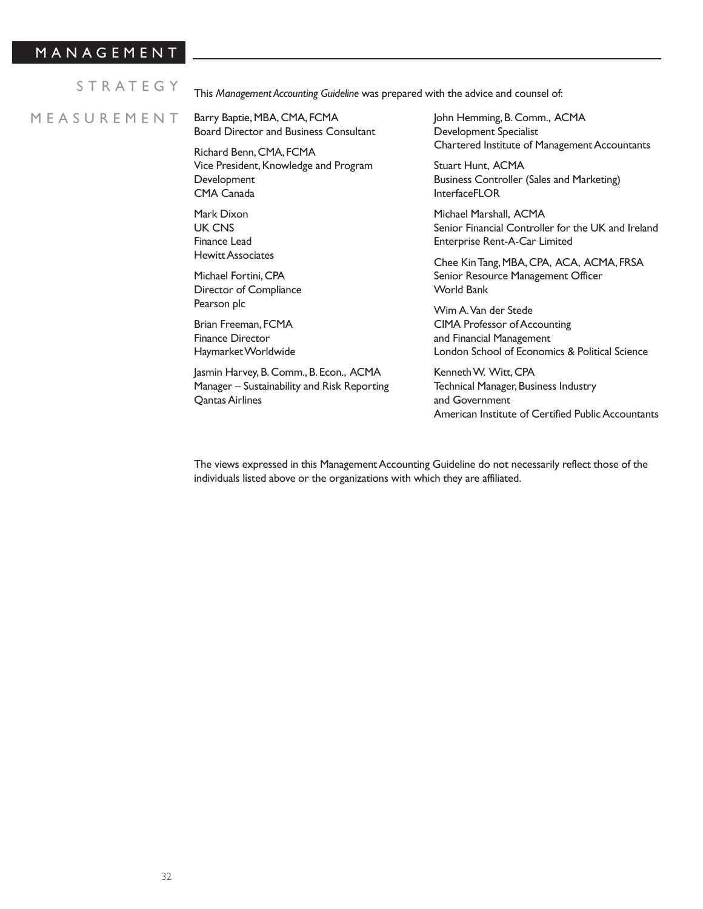This *Management Accounting Guideline* was prepared with the advice and counsel of:

Barry Baptie, MBA, CMA, FCMA
Board Director and Business Consultant

Richard Benn, CMA, FCMA
Vice President, Knowledge and Program Development
CMA Canada

Mark Dixon
UK CNS
Finance Lead
Hewitt Associates

Michael Fortini, CPA
Director of Compliance
Pearson plc

Brian Freeman, FCMA
Finance Director
Haymarket Worldwide

Jasmin Harvey, B. Comm., B. Econ., ACMA
Manager – Sustainability and Risk Reporting
Qantas Airlines

John Hemming, B. Comm., ACMA
Development Specialist
Chartered Institute of Management Accountants

Stuart Hunt, ACMA
Business Controller (Sales and Marketing)
InterfaceFLOR

Michael Marshall, ACMA
Senior Financial Controller for the UK and Ireland
Enterprise Rent-A-Car Limited

Chee Kin Tang, MBA, CPA, ACA, ACMA, FRSA
Senior Resource Management Officer
World Bank

Wim A. Van der Stede
CIMA Professor of Accounting and Financial Management
London School of Economics & Political Science

Kenneth W. Witt, CPA
Technical Manager, Business Industry and Government
American Institute of Certified Public Accountants

The views expressed in this Management Accounting Guideline do not necessarily reflect those of the individuals listed above or the organizations with which they are affiliated.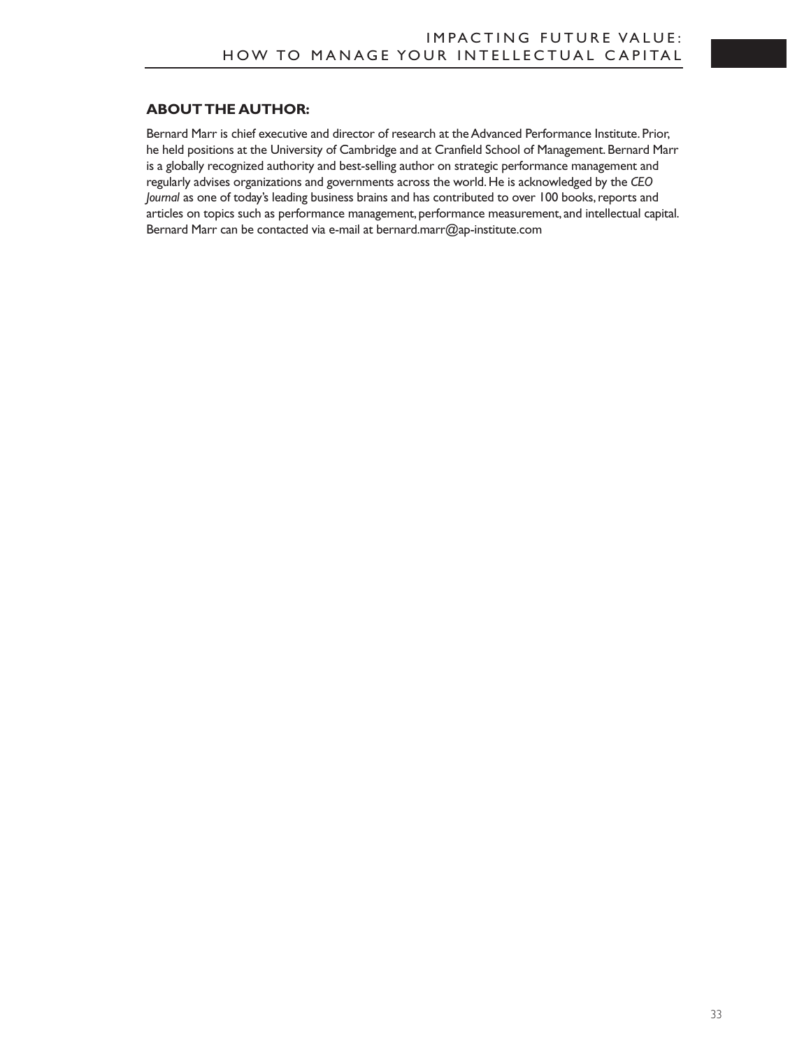## ABOUT THE AUTHOR:

Bernard Marr is chief executive and director of research at the Advanced Performance Institute. Prior, he held positions at the University of Cambridge and at Cranfield School of Management. Bernard Marr is a globally recognized authority and best-selling author on strategic performance management and regularly advises organizations and governments across the world. He is acknowledged by the *CEO Journal* as one of today's leading business brains and has contributed to over 100 books, reports and articles on topics such as performance management, performance measurement, and intellectual capital. Bernard Marr can be contacted via e-mail at bernard.marr@ap-institute.com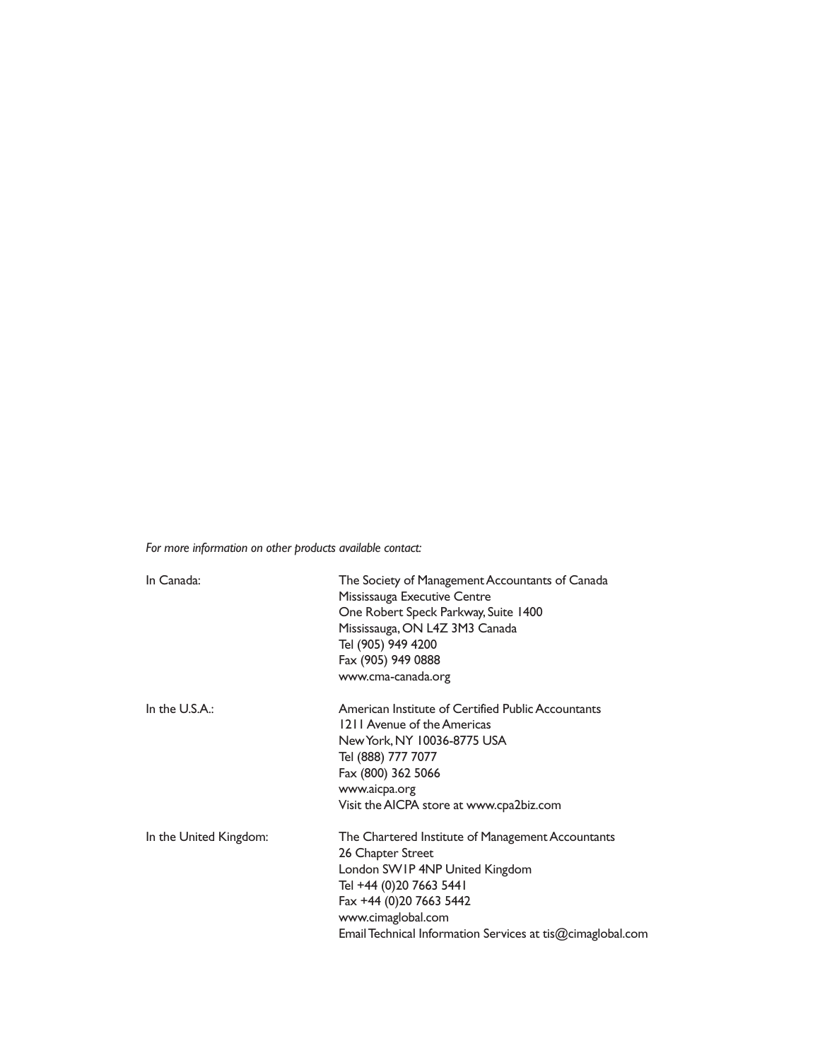*For more information on other products available contact:*

In Canada:

The Society of Management Accountants of Canada
Mississauga Executive Centre
One Robert Speck Parkway, Suite 1400
Mississauga, ON L4Z 3M3 Canada
Tel (905) 949 4200
Fax (905) 949 0888
www.cma-canada.org

In the U.S.A.:

American Institute of Certified Public Accountants
1211 Avenue of the Americas
New York, NY 10036-8775 USA
Tel (888) 777 7077
Fax (800) 362 5066
www.aicpa.org
Visit the AICPA store at www.cpa2biz.com

In the United Kingdom:

The Chartered Institute of Management Accountants
26 Chapter Street
London SW1P 4NP United Kingdom
Tel +44 (0)20 7663 5441
Fax +44 (0)20 7663 5442
www.cimaglobal.com
Email Technical Information Services at tis@cimaglobal.com